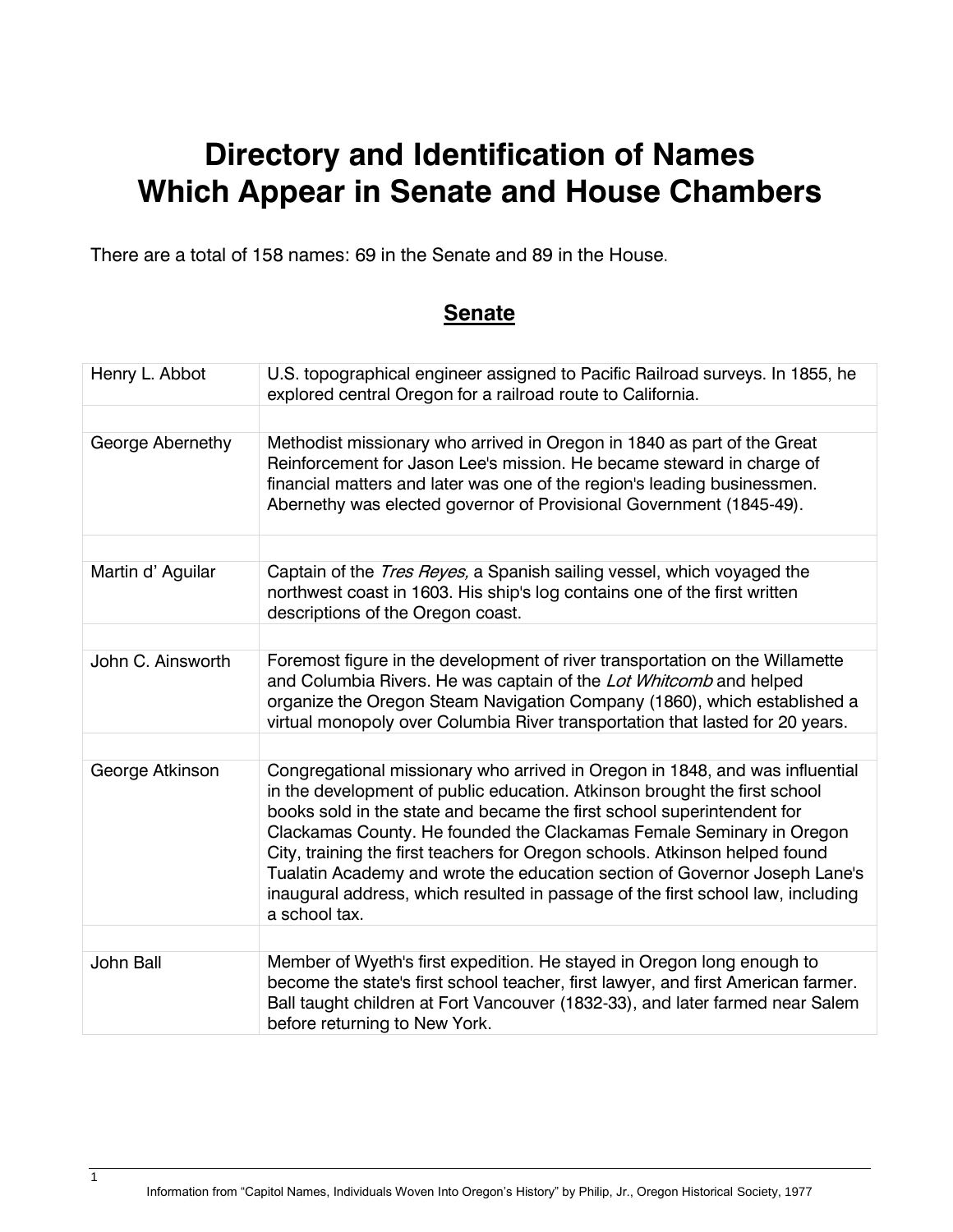# Directory and Identification of Names Which Appear in Senate and House Chambers

There are a total of 158 names: 69 in the Senate and 89 in the House.

## Senate

| | |
|---|---|
| Henry L. Abbot | U.S. topographical engineer assigned to Pacific Railroad surveys. In 1855, he explored central Oregon for a railroad route to California. |
| | |
| George Abernethy | Methodist missionary who arrived in Oregon in 1840 as part of the Great Reinforcement for Jason Lee's mission. He became steward in charge of financial matters and later was one of the region's leading businessmen. Abernethy was elected governor of Provisional Government (1845-49). |
| | |
| Martin d' Aguilar | Captain of the *Tres Reyes,* a Spanish sailing vessel, which voyaged the northwest coast in 1603. His ship's log contains one of the first written descriptions of the Oregon coast. |
| | |
| John C. Ainsworth | Foremost figure in the development of river transportation on the Willamette and Columbia Rivers. He was captain of the *Lot Whitcomb* and helped organize the Oregon Steam Navigation Company (1860), which established a virtual monopoly over Columbia River transportation that lasted for 20 years. |
| | |
| George Atkinson | Congregational missionary who arrived in Oregon in 1848, and was influential in the development of public education. Atkinson brought the first school books sold in the state and became the first school superintendent for Clackamas County. He founded the Clackamas Female Seminary in Oregon City, training the first teachers for Oregon schools. Atkinson helped found Tualatin Academy and wrote the education section of Governor Joseph Lane's inaugural address, which resulted in passage of the first school law, including a school tax. |
| | |
| John Ball | Member of Wyeth's first expedition. He stayed in Oregon long enough to become the state's first school teacher, first lawyer, and first American farmer. Ball taught children at Fort Vancouver (1832-33), and later farmed near Salem before returning to New York. |

Information from "Capitol Names, Individuals Woven Into Oregon's History" by Philip, Jr., Oregon Historical Society, 1977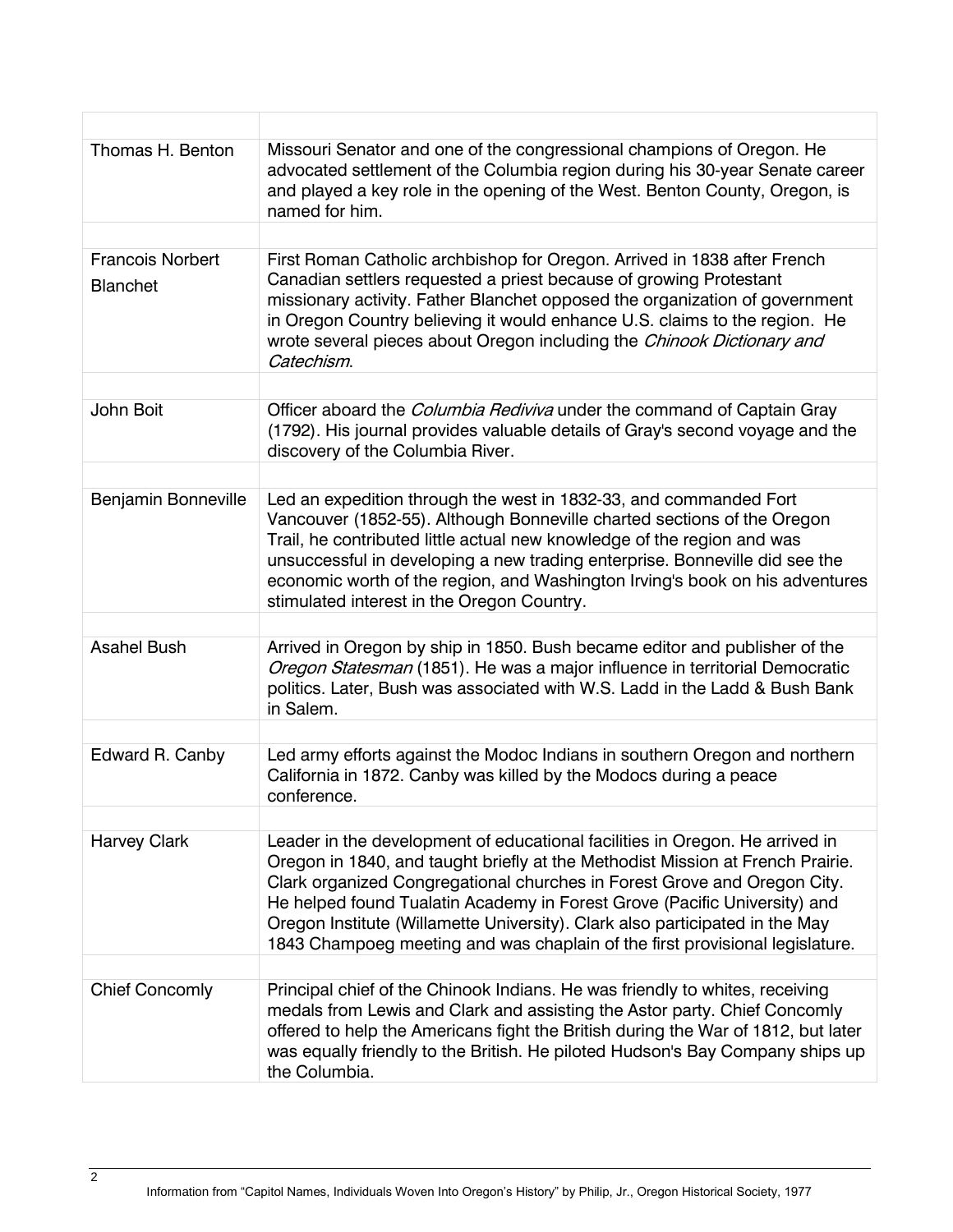| | |
|---|---|
| Thomas H. Benton | Missouri Senator and one of the congressional champions of Oregon. He advocated settlement of the Columbia region during his 30-year Senate career and played a key role in the opening of the West. Benton County, Oregon, is named for him. |
| | |
| Francois Norbert Blanchet | First Roman Catholic archbishop for Oregon. Arrived in 1838 after French Canadian settlers requested a priest because of growing Protestant missionary activity. Father Blanchet opposed the organization of government in Oregon Country believing it would enhance U.S. claims to the region. He wrote several pieces about Oregon including the *Chinook Dictionary and Catechism*. |
| | |
| John Boit | Officer aboard the *Columbia Rediviva* under the command of Captain Gray (1792). His journal provides valuable details of Gray's second voyage and the discovery of the Columbia River. |
| | |
| Benjamin Bonneville | Led an expedition through the west in 1832-33, and commanded Fort Vancouver (1852-55). Although Bonneville charted sections of the Oregon Trail, he contributed little actual new knowledge of the region and was unsuccessful in developing a new trading enterprise. Bonneville did see the economic worth of the region, and Washington Irving's book on his adventures stimulated interest in the Oregon Country. |
| | |
| Asahel Bush | Arrived in Oregon by ship in 1850. Bush became editor and publisher of the *Oregon Statesman* (1851). He was a major influence in territorial Democratic politics. Later, Bush was associated with W.S. Ladd in the Ladd & Bush Bank in Salem. |
| | |
| Edward R. Canby | Led army efforts against the Modoc Indians in southern Oregon and northern California in 1872. Canby was killed by the Modocs during a peace conference. |
| | |
| Harvey Clark | Leader in the development of educational facilities in Oregon. He arrived in Oregon in 1840, and taught briefly at the Methodist Mission at French Prairie. Clark organized Congregational churches in Forest Grove and Oregon City. He helped found Tualatin Academy in Forest Grove (Pacific University) and Oregon Institute (Willamette University). Clark also participated in the May 1843 Champoeg meeting and was chaplain of the first provisional legislature. |
| | |
| Chief Concomly | Principal chief of the Chinook Indians. He was friendly to whites, receiving medals from Lewis and Clark and assisting the Astor party. Chief Concomly offered to help the Americans fight the British during the War of 1812, but later was equally friendly to the British. He piloted Hudson's Bay Company ships up the Columbia. |

Information from "Capitol Names, Individuals Woven Into Oregon's History" by Philip, Jr., Oregon Historical Society, 1977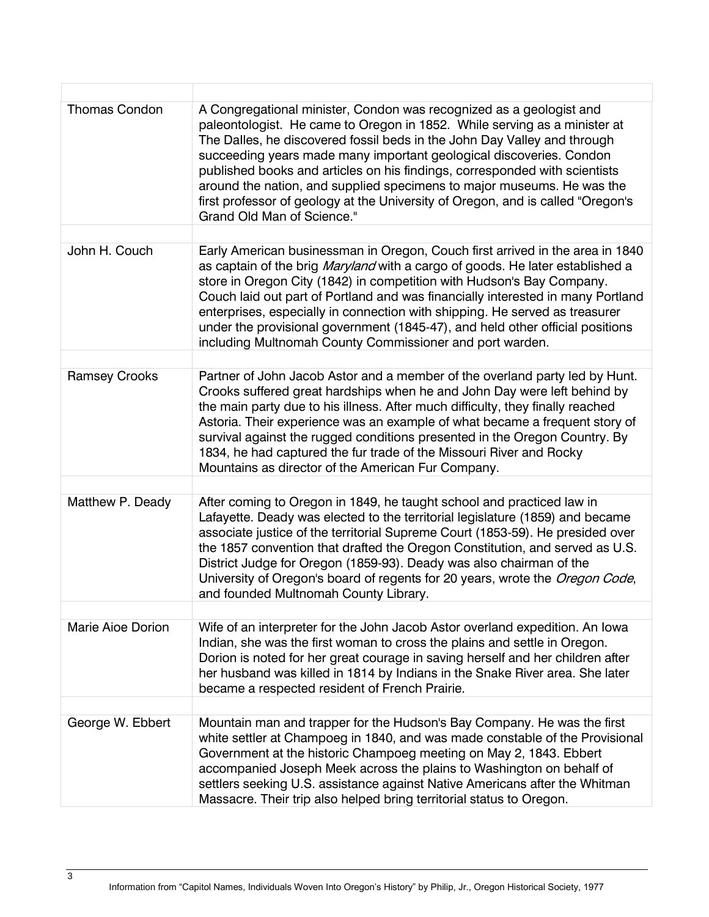| | |
|---|---|
| Thomas Condon | A Congregational minister, Condon was recognized as a geologist and paleontologist. He came to Oregon in 1852. While serving as a minister at The Dalles, he discovered fossil beds in the John Day Valley and through succeeding years made many important geological discoveries. Condon published books and articles on his findings, corresponded with scientists around the nation, and supplied specimens to major museums. He was the first professor of geology at the University of Oregon, and is called "Oregon's Grand Old Man of Science." |
| | |
| John H. Couch | Early American businessman in Oregon, Couch first arrived in the area in 1840 as captain of the brig *Maryland* with a cargo of goods. He later established a store in Oregon City (1842) in competition with Hudson's Bay Company. Couch laid out part of Portland and was financially interested in many Portland enterprises, especially in connection with shipping. He served as treasurer under the provisional government (1845-47), and held other official positions including Multnomah County Commissioner and port warden. |
| | |
| Ramsey Crooks | Partner of John Jacob Astor and a member of the overland party led by Hunt. Crooks suffered great hardships when he and John Day were left behind by the main party due to his illness. After much difficulty, they finally reached Astoria. Their experience was an example of what became a frequent story of survival against the rugged conditions presented in the Oregon Country. By 1834, he had captured the fur trade of the Missouri River and Rocky Mountains as director of the American Fur Company. |
| | |
| Matthew P. Deady | After coming to Oregon in 1849, he taught school and practiced law in Lafayette. Deady was elected to the territorial legislature (1859) and became associate justice of the territorial Supreme Court (1853-59). He presided over the 1857 convention that drafted the Oregon Constitution, and served as U.S. District Judge for Oregon (1859-93). Deady was also chairman of the University of Oregon's board of regents for 20 years, wrote the *Oregon Code*, and founded Multnomah County Library. |
| | |
| Marie Aioe Dorion | Wife of an interpreter for the John Jacob Astor overland expedition. An Iowa Indian, she was the first woman to cross the plains and settle in Oregon. Dorion is noted for her great courage in saving herself and her children after her husband was killed in 1814 by Indians in the Snake River area. She later became a respected resident of French Prairie. |
| | |
| George W. Ebbert | Mountain man and trapper for the Hudson's Bay Company. He was the first white settler at Champoeg in 1840, and was made constable of the Provisional Government at the historic Champoeg meeting on May 2, 1843. Ebbert accompanied Joseph Meek across the plains to Washington on behalf of settlers seeking U.S. assistance against Native Americans after the Whitman Massacre. Their trip also helped bring territorial status to Oregon. |

Information from "Capitol Names, Individuals Woven Into Oregon's History" by Philip, Jr., Oregon Historical Society, 1977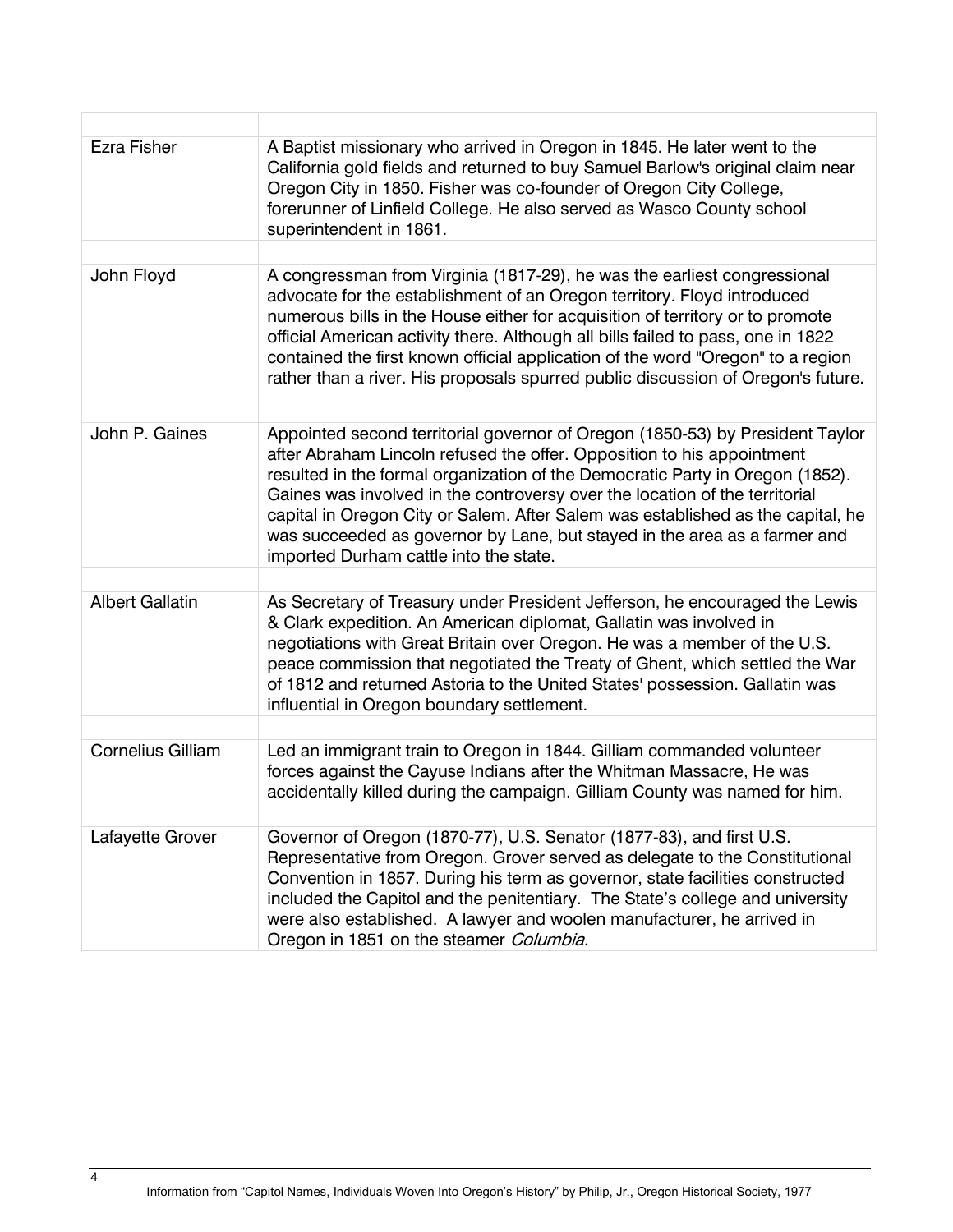| | |
|---|---|
| Ezra Fisher | A Baptist missionary who arrived in Oregon in 1845. He later went to the California gold fields and returned to buy Samuel Barlow's original claim near Oregon City in 1850. Fisher was co-founder of Oregon City College, forerunner of Linfield College. He also served as Wasco County school superintendent in 1861. |
| John Floyd | A congressman from Virginia (1817-29), he was the earliest congressional advocate for the establishment of an Oregon territory. Floyd introduced numerous bills in the House either for acquisition of territory or to promote official American activity there. Although all bills failed to pass, one in 1822 contained the first known official application of the word "Oregon" to a region rather than a river. His proposals spurred public discussion of Oregon's future. |
| John P. Gaines | Appointed second territorial governor of Oregon (1850-53) by President Taylor after Abraham Lincoln refused the offer. Opposition to his appointment resulted in the formal organization of the Democratic Party in Oregon (1852). Gaines was involved in the controversy over the location of the territorial capital in Oregon City or Salem. After Salem was established as the capital, he was succeeded as governor by Lane, but stayed in the area as a farmer and imported Durham cattle into the state. |
| Albert Gallatin | As Secretary of Treasury under President Jefferson, he encouraged the Lewis & Clark expedition. An American diplomat, Gallatin was involved in negotiations with Great Britain over Oregon. He was a member of the U.S. peace commission that negotiated the Treaty of Ghent, which settled the War of 1812 and returned Astoria to the United States' possession. Gallatin was influential in Oregon boundary settlement. |
| Cornelius Gilliam | Led an immigrant train to Oregon in 1844. Gilliam commanded volunteer forces against the Cayuse Indians after the Whitman Massacre, He was accidentally killed during the campaign. Gilliam County was named for him. |
| Lafayette Grover | Governor of Oregon (1870-77), U.S. Senator (1877-83), and first U.S. Representative from Oregon. Grover served as delegate to the Constitutional Convention in 1857. During his term as governor, state facilities constructed included the Capitol and the penitentiary. The State's college and university were also established. A lawyer and woolen manufacturer, he arrived in Oregon in 1851 on the steamer *Columbia.* |

Information from "Capitol Names, Individuals Woven Into Oregon's History" by Philip, Jr., Oregon Historical Society, 1977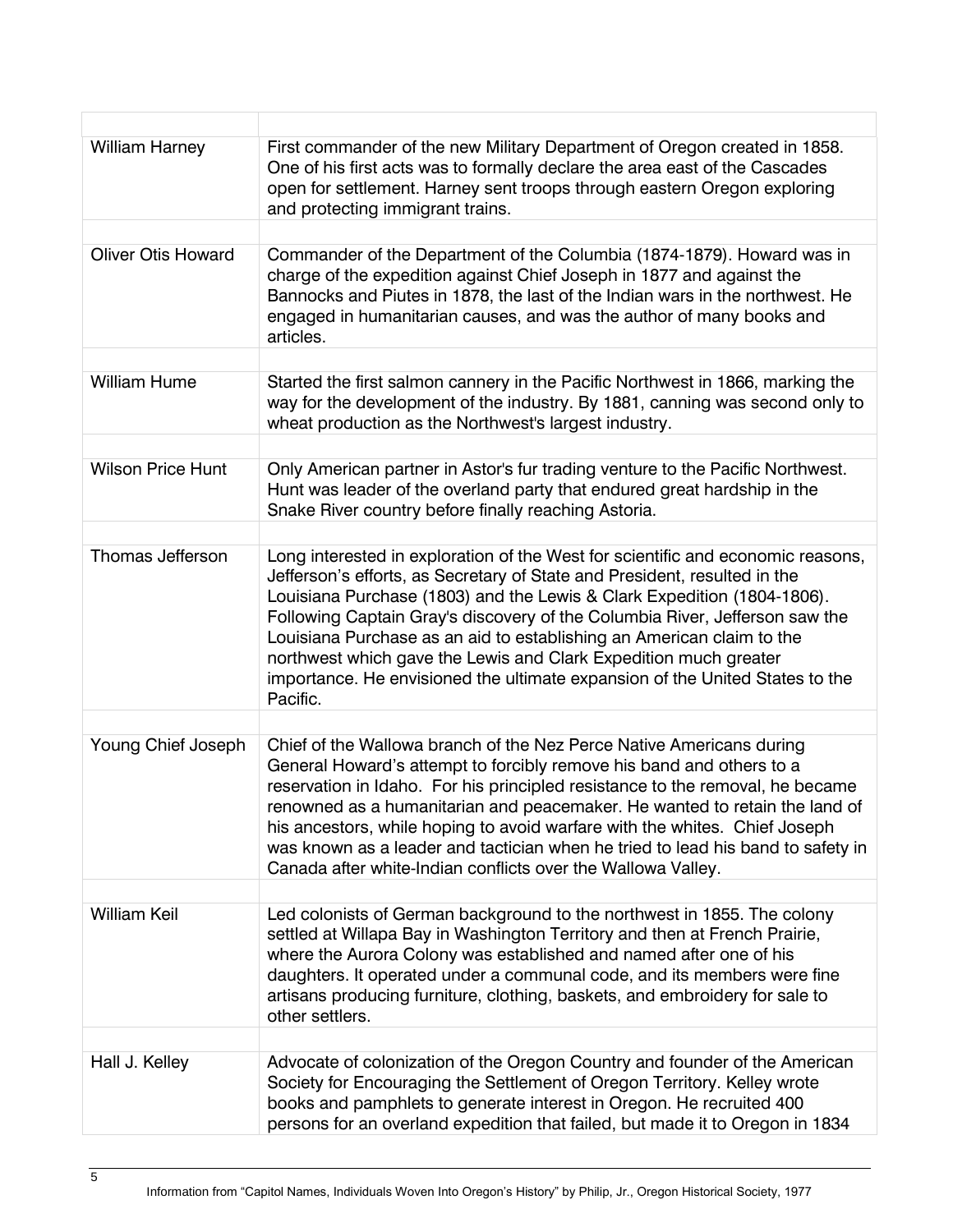| | |
|---|---|
| William Harney | First commander of the new Military Department of Oregon created in 1858. One of his first acts was to formally declare the area east of the Cascades open for settlement. Harney sent troops through eastern Oregon exploring and protecting immigrant trains. |
| | |
| Oliver Otis Howard | Commander of the Department of the Columbia (1874-1879). Howard was in charge of the expedition against Chief Joseph in 1877 and against the Bannocks and Piutes in 1878, the last of the Indian wars in the northwest. He engaged in humanitarian causes, and was the author of many books and articles. |
| | |
| William Hume | Started the first salmon cannery in the Pacific Northwest in 1866, marking the way for the development of the industry. By 1881, canning was second only to wheat production as the Northwest's largest industry. |
| | |
| Wilson Price Hunt | Only American partner in Astor's fur trading venture to the Pacific Northwest. Hunt was leader of the overland party that endured great hardship in the Snake River country before finally reaching Astoria. |
| | |
| Thomas Jefferson | Long interested in exploration of the West for scientific and economic reasons, Jefferson's efforts, as Secretary of State and President, resulted in the Louisiana Purchase (1803) and the Lewis & Clark Expedition (1804-1806). Following Captain Gray's discovery of the Columbia River, Jefferson saw the Louisiana Purchase as an aid to establishing an American claim to the northwest which gave the Lewis and Clark Expedition much greater importance. He envisioned the ultimate expansion of the United States to the Pacific. |
| | |
| Young Chief Joseph | Chief of the Wallowa branch of the Nez Perce Native Americans during General Howard's attempt to forcibly remove his band and others to a reservation in Idaho. For his principled resistance to the removal, he became renowned as a humanitarian and peacemaker. He wanted to retain the land of his ancestors, while hoping to avoid warfare with the whites. Chief Joseph was known as a leader and tactician when he tried to lead his band to safety in Canada after white-Indian conflicts over the Wallowa Valley. |
| | |
| William Keil | Led colonists of German background to the northwest in 1855. The colony settled at Willapa Bay in Washington Territory and then at French Prairie, where the Aurora Colony was established and named after one of his daughters. It operated under a communal code, and its members were fine artisans producing furniture, clothing, baskets, and embroidery for sale to other settlers. |
| | |
| Hall J. Kelley | Advocate of colonization of the Oregon Country and founder of the American Society for Encouraging the Settlement of Oregon Territory. Kelley wrote books and pamphlets to generate interest in Oregon. He recruited 400 persons for an overland expedition that failed, but made it to Oregon in 1834 |

Information from "Capitol Names, Individuals Woven Into Oregon's History" by Philip, Jr., Oregon Historical Society, 1977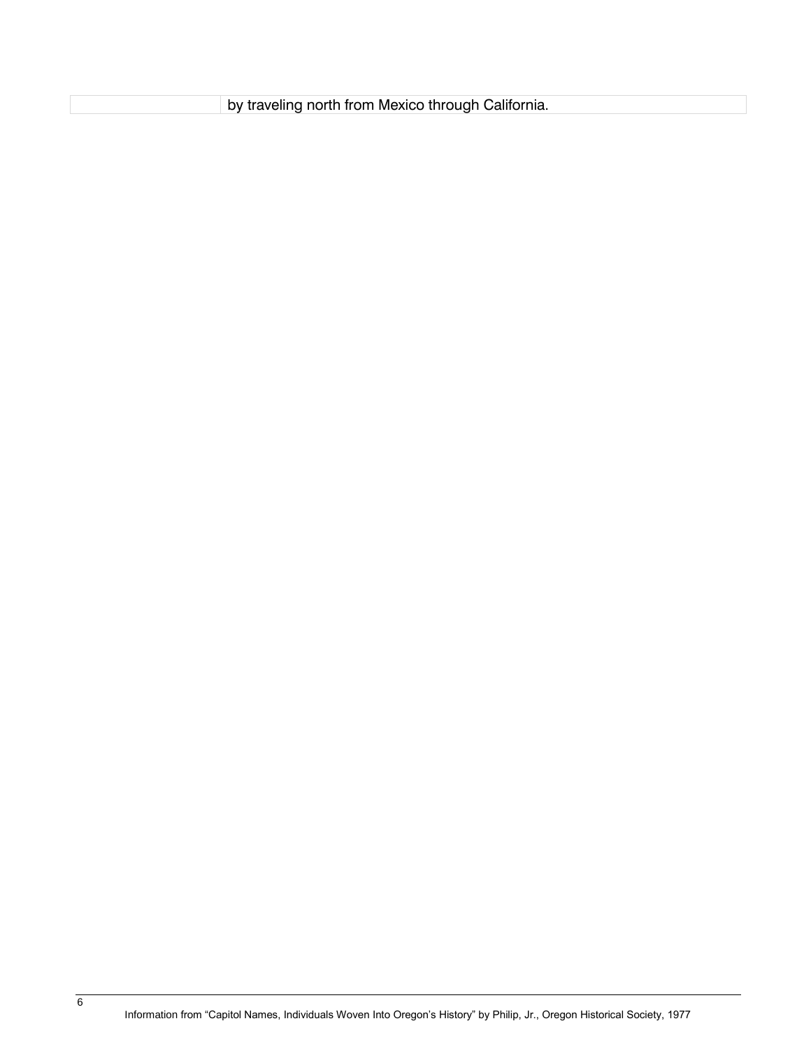|  | by traveling north from Mexico through California. |
|---|---|

Information from “Capitol Names, Individuals Woven Into Oregon’s History” by Philip, Jr., Oregon Historical Society, 1977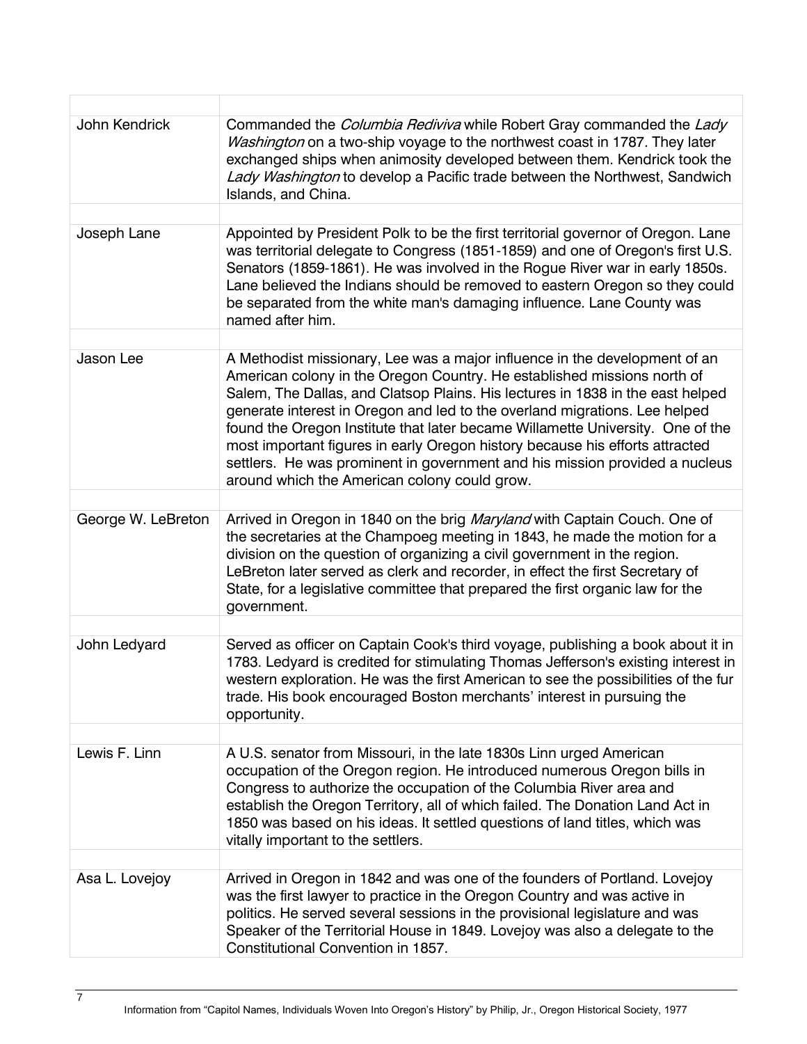| | |
|---|---|
| John Kendrick | Commanded the *Columbia Rediviva* while Robert Gray commanded the *Lady Washington* on a two-ship voyage to the northwest coast in 1787. They later exchanged ships when animosity developed between them. Kendrick took the *Lady Washington* to develop a Pacific trade between the Northwest, Sandwich Islands, and China. |
| | |
| Joseph Lane | Appointed by President Polk to be the first territorial governor of Oregon. Lane was territorial delegate to Congress (1851-1859) and one of Oregon's first U.S. Senators (1859-1861). He was involved in the Rogue River war in early 1850s. Lane believed the Indians should be removed to eastern Oregon so they could be separated from the white man's damaging influence. Lane County was named after him. |
| | |
| Jason Lee | A Methodist missionary, Lee was a major influence in the development of an American colony in the Oregon Country. He established missions north of Salem, The Dallas, and Clatsop Plains. His lectures in 1838 in the east helped generate interest in Oregon and led to the overland migrations. Lee helped found the Oregon Institute that later became Willamette University. One of the most important figures in early Oregon history because his efforts attracted settlers. He was prominent in government and his mission provided a nucleus around which the American colony could grow. |
| | |
| George W. LeBreton | Arrived in Oregon in 1840 on the brig *Maryland* with Captain Couch. One of the secretaries at the Champoeg meeting in 1843, he made the motion for a division on the question of organizing a civil government in the region. LeBreton later served as clerk and recorder, in effect the first Secretary of State, for a legislative committee that prepared the first organic law for the government. |
| | |
| John Ledyard | Served as officer on Captain Cook's third voyage, publishing a book about it in 1783. Ledyard is credited for stimulating Thomas Jefferson's existing interest in western exploration. He was the first American to see the possibilities of the fur trade. His book encouraged Boston merchants' interest in pursuing the opportunity. |
| | |
| Lewis F. Linn | A U.S. senator from Missouri, in the late 1830s Linn urged American occupation of the Oregon region. He introduced numerous Oregon bills in Congress to authorize the occupation of the Columbia River area and establish the Oregon Territory, all of which failed. The Donation Land Act in 1850 was based on his ideas. It settled questions of land titles, which was vitally important to the settlers. |
| | |
| Asa L. Lovejoy | Arrived in Oregon in 1842 and was one of the founders of Portland. Lovejoy was the first lawyer to practice in the Oregon Country and was active in politics. He served several sessions in the provisional legislature and was Speaker of the Territorial House in 1849. Lovejoy was also a delegate to the Constitutional Convention in 1857. |

Information from "Capitol Names, Individuals Woven Into Oregon's History" by Philip, Jr., Oregon Historical Society, 1977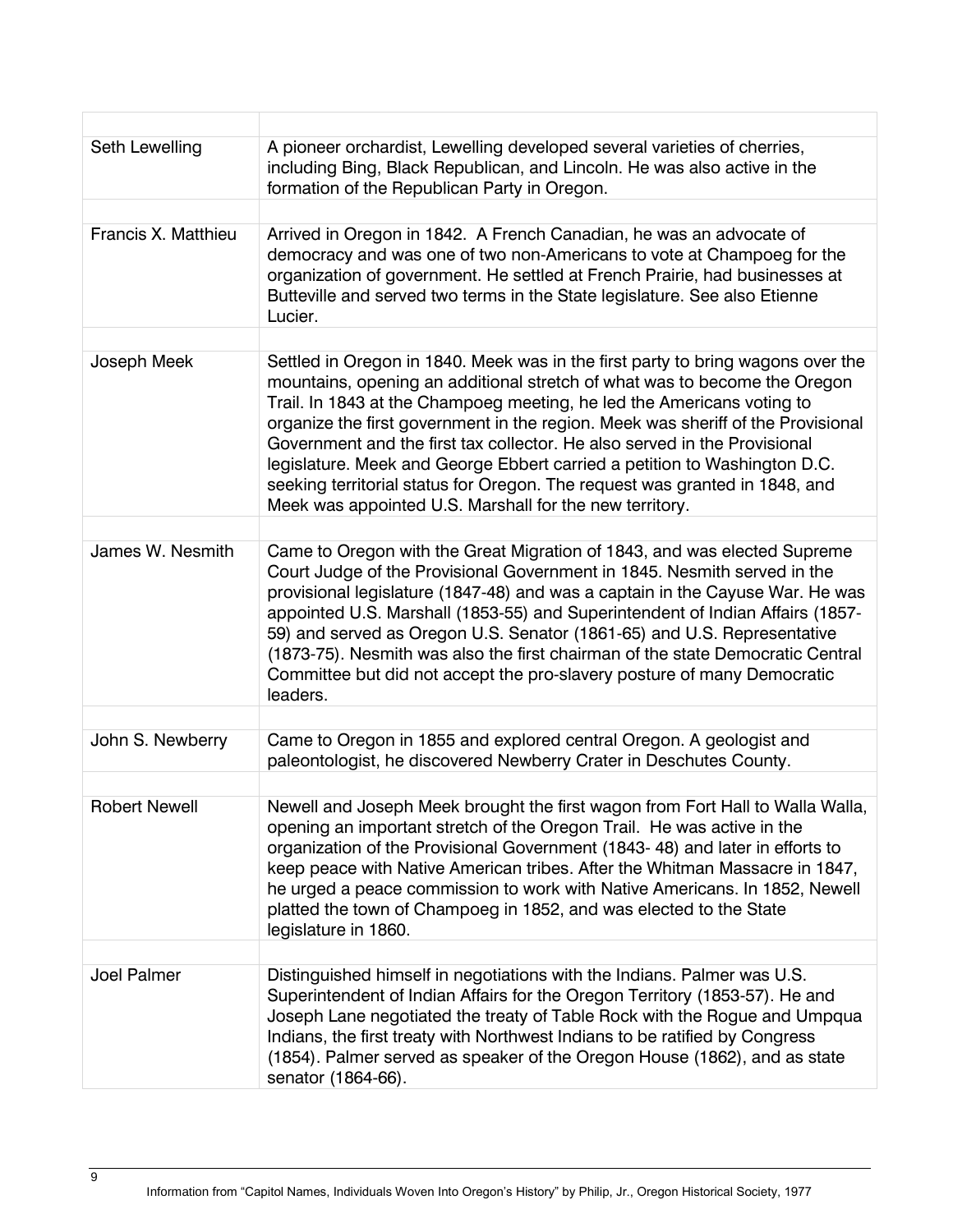| | |
|---|---|
| Seth Lewelling | A pioneer orchardist, Lewelling developed several varieties of cherries, including Bing, Black Republican, and Lincoln. He was also active in the formation of the Republican Party in Oregon. |
| | |
| Francis X. Matthieu | Arrived in Oregon in 1842. A French Canadian, he was an advocate of democracy and was one of two non-Americans to vote at Champoeg for the organization of government. He settled at French Prairie, had businesses at Butteville and served two terms in the State legislature. See also Etienne Lucier. |
| | |
| Joseph Meek | Settled in Oregon in 1840. Meek was in the first party to bring wagons over the mountains, opening an additional stretch of what was to become the Oregon Trail. In 1843 at the Champoeg meeting, he led the Americans voting to organize the first government in the region. Meek was sheriff of the Provisional Government and the first tax collector. He also served in the Provisional legislature. Meek and George Ebbert carried a petition to Washington D.C. seeking territorial status for Oregon. The request was granted in 1848, and Meek was appointed U.S. Marshall for the new territory. |
| | |
| James W. Nesmith | Came to Oregon with the Great Migration of 1843, and was elected Supreme Court Judge of the Provisional Government in 1845. Nesmith served in the provisional legislature (1847-48) and was a captain in the Cayuse War. He was appointed U.S. Marshall (1853-55) and Superintendent of Indian Affairs (1857-59) and served as Oregon U.S. Senator (1861-65) and U.S. Representative (1873-75). Nesmith was also the first chairman of the state Democratic Central Committee but did not accept the pro-slavery posture of many Democratic leaders. |
| | |
| John S. Newberry | Came to Oregon in 1855 and explored central Oregon. A geologist and paleontologist, he discovered Newberry Crater in Deschutes County. |
| | |
| Robert Newell | Newell and Joseph Meek brought the first wagon from Fort Hall to Walla Walla, opening an important stretch of the Oregon Trail. He was active in the organization of the Provisional Government (1843- 48) and later in efforts to keep peace with Native American tribes. After the Whitman Massacre in 1847, he urged a peace commission to work with Native Americans. In 1852, Newell platted the town of Champoeg in 1852, and was elected to the State legislature in 1860. |
| | |
| Joel Palmer | Distinguished himself in negotiations with the Indians. Palmer was U.S. Superintendent of Indian Affairs for the Oregon Territory (1853-57). He and Joseph Lane negotiated the treaty of Table Rock with the Rogue and Umpqua Indians, the first treaty with Northwest Indians to be ratified by Congress (1854). Palmer served as speaker of the Oregon House (1862), and as state senator (1864-66). |

Information from "Capitol Names, Individuals Woven Into Oregon's History" by Philip, Jr., Oregon Historical Society, 1977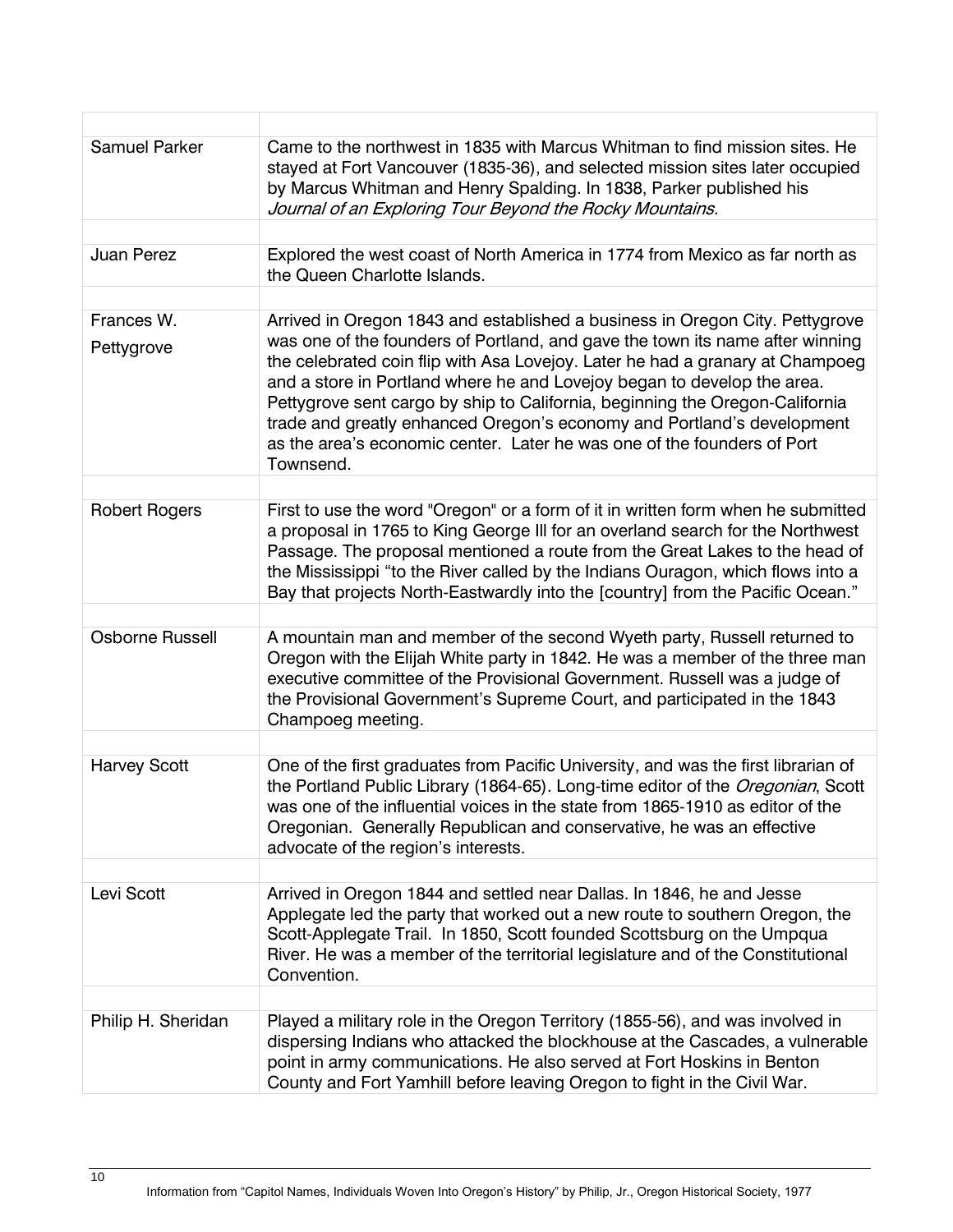| | |
|---|---|
| Samuel Parker | Came to the northwest in 1835 with Marcus Whitman to find mission sites. He stayed at Fort Vancouver (1835-36), and selected mission sites later occupied by Marcus Whitman and Henry Spalding. In 1838, Parker published his *Journal of an Exploring Tour Beyond the Rocky Mountains.* |
| Juan Perez | Explored the west coast of North America in 1774 from Mexico as far north as the Queen Charlotte Islands. |
| Frances W. Pettygrove | Arrived in Oregon 1843 and established a business in Oregon City. Pettygrove was one of the founders of Portland, and gave the town its name after winning the celebrated coin flip with Asa Lovejoy. Later he had a granary at Champoeg and a store in Portland where he and Lovejoy began to develop the area. Pettygrove sent cargo by ship to California, beginning the Oregon-California trade and greatly enhanced Oregon's economy and Portland's development as the area's economic center. Later he was one of the founders of Port Townsend. |
| Robert Rogers | First to use the word "Oregon" or a form of it in written form when he submitted a proposal in 1765 to King George III for an overland search for the Northwest Passage. The proposal mentioned a route from the Great Lakes to the head of the Mississippi "to the River called by the Indians Ouragon, which flows into a Bay that projects North-Eastwardly into the [country] from the Pacific Ocean." |
| Osborne Russell | A mountain man and member of the second Wyeth party, Russell returned to Oregon with the Elijah White party in 1842. He was a member of the three man executive committee of the Provisional Government. Russell was a judge of the Provisional Government's Supreme Court, and participated in the 1843 Champoeg meeting. |
| Harvey Scott | One of the first graduates from Pacific University, and was the first librarian of the Portland Public Library (1864-65). Long-time editor of the *Oregonian*, Scott was one of the influential voices in the state from 1865-1910 as editor of the Oregonian. Generally Republican and conservative, he was an effective advocate of the region's interests. |
| Levi Scott | Arrived in Oregon 1844 and settled near Dallas. In 1846, he and Jesse Applegate led the party that worked out a new route to southern Oregon, the Scott-Applegate Trail. In 1850, Scott founded Scottsburg on the Umpqua River. He was a member of the territorial legislature and of the Constitutional Convention. |
| Philip H. Sheridan | Played a military role in the Oregon Territory (1855-56), and was involved in dispersing Indians who attacked the blockhouse at the Cascades, a vulnerable point in army communications. He also served at Fort Hoskins in Benton County and Fort Yamhill before leaving Oregon to fight in the Civil War. |

Information from "Capitol Names, Individuals Woven Into Oregon's History" by Philip, Jr., Oregon Historical Society, 1977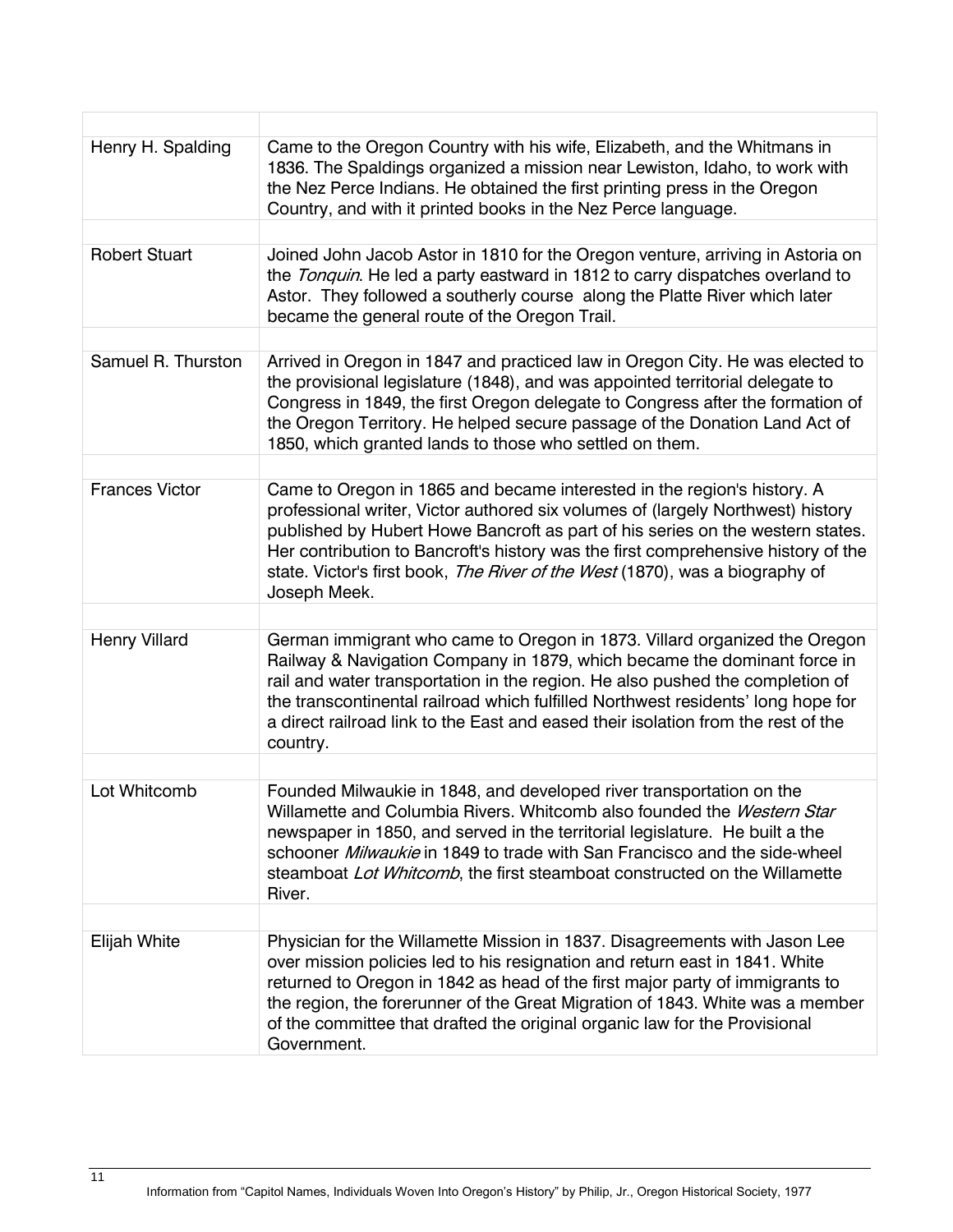| | |
|---|---|
| Henry H. Spalding | Came to the Oregon Country with his wife, Elizabeth, and the Whitmans in 1836. The Spaldings organized a mission near Lewiston, Idaho, to work with the Nez Perce Indians. He obtained the first printing press in the Oregon Country, and with it printed books in the Nez Perce language. |
| | |
| Robert Stuart | Joined John Jacob Astor in 1810 for the Oregon venture, arriving in Astoria on the *Tonquin*. He led a party eastward in 1812 to carry dispatches overland to Astor. They followed a southerly course along the Platte River which later became the general route of the Oregon Trail. |
| | |
| Samuel R. Thurston | Arrived in Oregon in 1847 and practiced law in Oregon City. He was elected to the provisional legislature (1848), and was appointed territorial delegate to Congress in 1849, the first Oregon delegate to Congress after the formation of the Oregon Territory. He helped secure passage of the Donation Land Act of 1850, which granted lands to those who settled on them. |
| | |
| Frances Victor | Came to Oregon in 1865 and became interested in the region's history. A professional writer, Victor authored six volumes of (largely Northwest) history published by Hubert Howe Bancroft as part of his series on the western states. Her contribution to Bancroft's history was the first comprehensive history of the state. Victor's first book, *The River of the West* (1870), was a biography of Joseph Meek. |
| | |
| Henry Villard | German immigrant who came to Oregon in 1873. Villard organized the Oregon Railway & Navigation Company in 1879, which became the dominant force in rail and water transportation in the region. He also pushed the completion of the transcontinental railroad which fulfilled Northwest residents' long hope for a direct railroad link to the East and eased their isolation from the rest of the country. |
| | |
| Lot Whitcomb | Founded Milwaukie in 1848, and developed river transportation on the Willamette and Columbia Rivers. Whitcomb also founded the *Western Star* newspaper in 1850, and served in the territorial legislature. He built a the schooner *Milwaukie* in 1849 to trade with San Francisco and the side-wheel steamboat *Lot Whitcomb*, the first steamboat constructed on the Willamette River. |
| | |
| Elijah White | Physician for the Willamette Mission in 1837. Disagreements with Jason Lee over mission policies led to his resignation and return east in 1841. White returned to Oregon in 1842 as head of the first major party of immigrants to the region, the forerunner of the Great Migration of 1843. White was a member of the committee that drafted the original organic law for the Provisional Government. |

Information from "Capitol Names, Individuals Woven Into Oregon's History" by Philip, Jr., Oregon Historical Society, 1977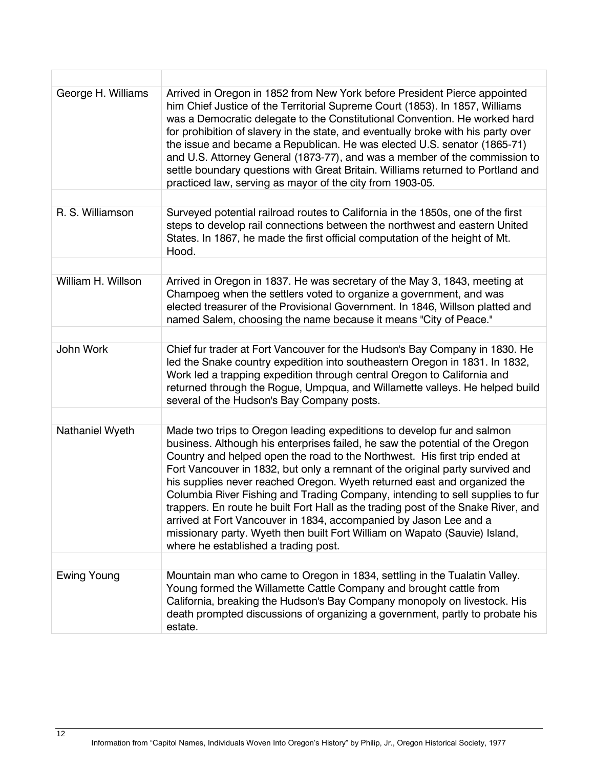| | |
|---|---|
| George H. Williams | Arrived in Oregon in 1852 from New York before President Pierce appointed him Chief Justice of the Territorial Supreme Court (1853). In 1857, Williams was a Democratic delegate to the Constitutional Convention. He worked hard for prohibition of slavery in the state, and eventually broke with his party over the issue and became a Republican. He was elected U.S. senator (1865-71) and U.S. Attorney General (1873-77), and was a member of the commission to settle boundary questions with Great Britain. Williams returned to Portland and practiced law, serving as mayor of the city from 1903-05. |
| | |
| R. S. Williamson | Surveyed potential railroad routes to California in the 1850s, one of the first steps to develop rail connections between the northwest and eastern United States. In 1867, he made the first official computation of the height of Mt. Hood. |
| | |
| William H. Willson | Arrived in Oregon in 1837. He was secretary of the May 3, 1843, meeting at Champoeg when the settlers voted to organize a government, and was elected treasurer of the Provisional Government. In 1846, Willson platted and named Salem, choosing the name because it means "City of Peace." |
| | |
| John Work | Chief fur trader at Fort Vancouver for the Hudson's Bay Company in 1830. He led the Snake country expedition into southeastern Oregon in 1831. In 1832, Work led a trapping expedition through central Oregon to California and returned through the Rogue, Umpqua, and Willamette valleys. He helped build several of the Hudson's Bay Company posts. |
| | |
| Nathaniel Wyeth | Made two trips to Oregon leading expeditions to develop fur and salmon business. Although his enterprises failed, he saw the potential of the Oregon Country and helped open the road to the Northwest. His first trip ended at Fort Vancouver in 1832, but only a remnant of the original party survived and his supplies never reached Oregon. Wyeth returned east and organized the Columbia River Fishing and Trading Company, intending to sell supplies to fur trappers. En route he built Fort Hall as the trading post of the Snake River, and arrived at Fort Vancouver in 1834, accompanied by Jason Lee and a missionary party. Wyeth then built Fort William on Wapato (Sauvie) Island, where he established a trading post. |
| | |
| Ewing Young | Mountain man who came to Oregon in 1834, settling in the Tualatin Valley. Young formed the Willamette Cattle Company and brought cattle from California, breaking the Hudson's Bay Company monopoly on livestock. His death prompted discussions of organizing a government, partly to probate his estate. |

Information from "Capitol Names, Individuals Woven Into Oregon's History" by Philip, Jr., Oregon Historical Society, 1977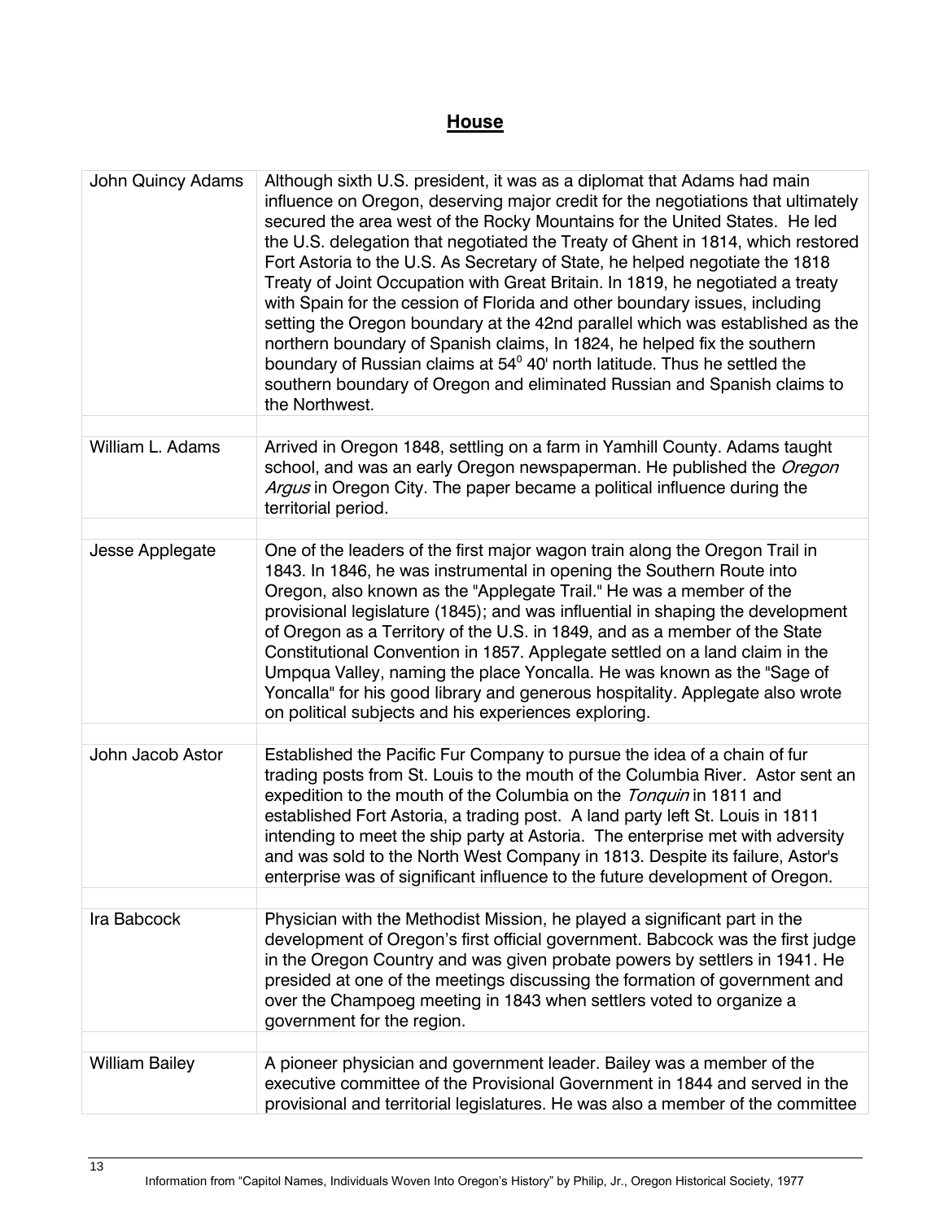## House

| | |
|---|---|
| John Quincy Adams | Although sixth U.S. president, it was as a diplomat that Adams had main influence on Oregon, deserving major credit for the negotiations that ultimately secured the area west of the Rocky Mountains for the United States. He led the U.S. delegation that negotiated the Treaty of Ghent in 1814, which restored Fort Astoria to the U.S. As Secretary of State, he helped negotiate the 1818 Treaty of Joint Occupation with Great Britain. In 1819, he negotiated a treaty with Spain for the cession of Florida and other boundary issues, including setting the Oregon boundary at the 42nd parallel which was established as the northern boundary of Spanish claims, In 1824, he helped fix the southern boundary of Russian claims at 54° 40' north latitude. Thus he settled the southern boundary of Oregon and eliminated Russian and Spanish claims to the Northwest. |
| | |
| William L. Adams | Arrived in Oregon 1848, settling on a farm in Yamhill County. Adams taught school, and was an early Oregon newspaperman. He published the *Oregon Argus* in Oregon City. The paper became a political influence during the territorial period. |
| | |
| Jesse Applegate | One of the leaders of the first major wagon train along the Oregon Trail in 1843. In 1846, he was instrumental in opening the Southern Route into Oregon, also known as the "Applegate Trail." He was a member of the provisional legislature (1845); and was influential in shaping the development of Oregon as a Territory of the U.S. in 1849, and as a member of the State Constitutional Convention in 1857. Applegate settled on a land claim in the Umpqua Valley, naming the place Yoncalla. He was known as the "Sage of Yoncalla" for his good library and generous hospitality. Applegate also wrote on political subjects and his experiences exploring. |
| | |
| John Jacob Astor | Established the Pacific Fur Company to pursue the idea of a chain of fur trading posts from St. Louis to the mouth of the Columbia River. Astor sent an expedition to the mouth of the Columbia on the *Tonquin* in 1811 and established Fort Astoria, a trading post. A land party left St. Louis in 1811 intending to meet the ship party at Astoria. The enterprise met with adversity and was sold to the North West Company in 1813. Despite its failure, Astor's enterprise was of significant influence to the future development of Oregon. |
| | |
| Ira Babcock | Physician with the Methodist Mission, he played a significant part in the development of Oregon's first official government. Babcock was the first judge in the Oregon Country and was given probate powers by settlers in 1941. He presided at one of the meetings discussing the formation of government and over the Champoeg meeting in 1843 when settlers voted to organize a government for the region. |
| | |
| William Bailey | A pioneer physician and government leader. Bailey was a member of the executive committee of the Provisional Government in 1844 and served in the provisional and territorial legislatures. He was also a member of the committee |

Information from "Capitol Names, Individuals Woven Into Oregon's History" by Philip, Jr., Oregon Historical Society, 1977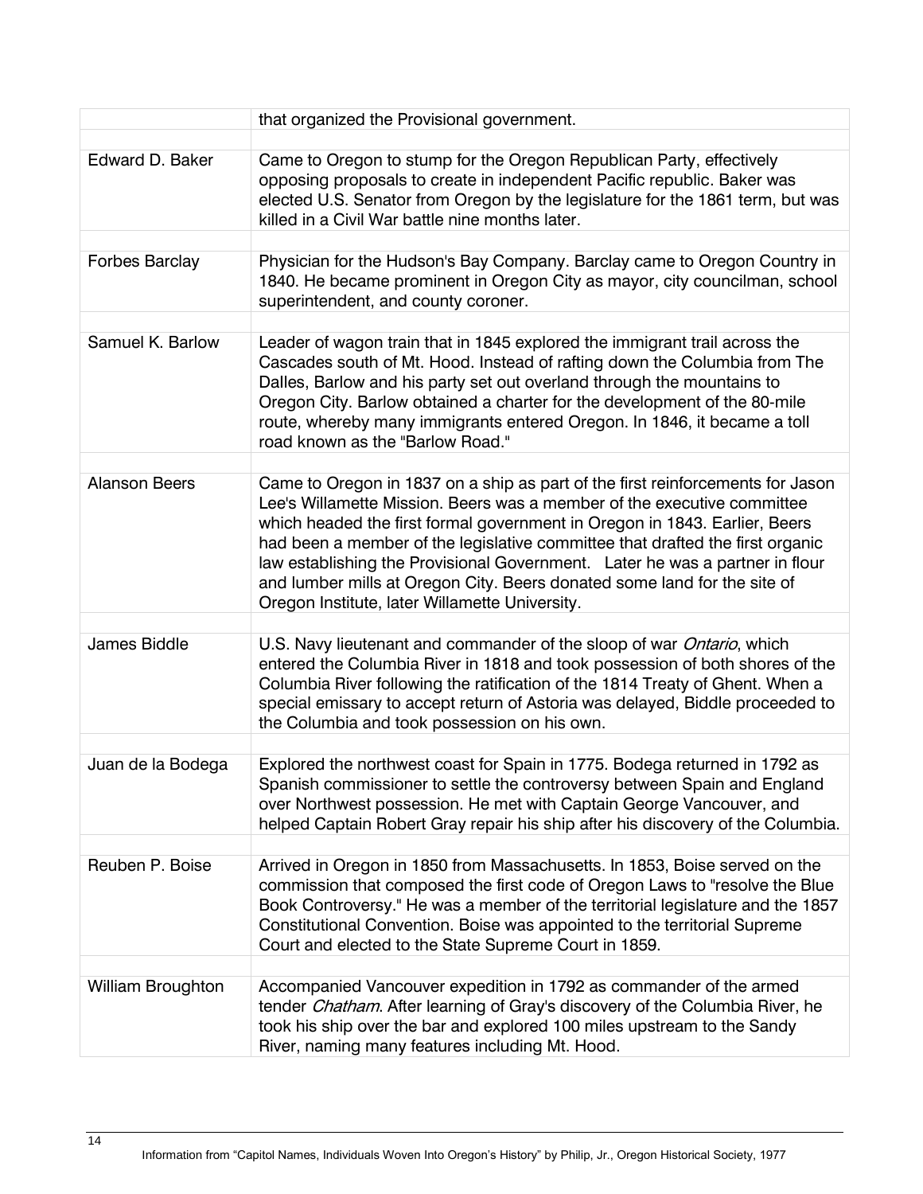| | |
|---|---|
| | that organized the Provisional government. |
| | |
| Edward D. Baker | Came to Oregon to stump for the Oregon Republican Party, effectively opposing proposals to create in independent Pacific republic. Baker was elected U.S. Senator from Oregon by the legislature for the 1861 term, but was killed in a Civil War battle nine months later. |
| | |
| Forbes Barclay | Physician for the Hudson's Bay Company. Barclay came to Oregon Country in 1840. He became prominent in Oregon City as mayor, city councilman, school superintendent, and county coroner. |
| | |
| Samuel K. Barlow | Leader of wagon train that in 1845 explored the immigrant trail across the Cascades south of Mt. Hood. Instead of rafting down the Columbia from The Dalles, Barlow and his party set out overland through the mountains to Oregon City. Barlow obtained a charter for the development of the 80-mile route, whereby many immigrants entered Oregon. In 1846, it became a toll road known as the "Barlow Road." |
| | |
| Alanson Beers | Came to Oregon in 1837 on a ship as part of the first reinforcements for Jason Lee's Willamette Mission. Beers was a member of the executive committee which headed the first formal government in Oregon in 1843. Earlier, Beers had been a member of the legislative committee that drafted the first organic law establishing the Provisional Government. Later he was a partner in flour and lumber mills at Oregon City. Beers donated some land for the site of Oregon Institute, later Willamette University. |
| | |
| James Biddle | U.S. Navy lieutenant and commander of the sloop of war *Ontario*, which entered the Columbia River in 1818 and took possession of both shores of the Columbia River following the ratification of the 1814 Treaty of Ghent. When a special emissary to accept return of Astoria was delayed, Biddle proceeded to the Columbia and took possession on his own. |
| | |
| Juan de la Bodega | Explored the northwest coast for Spain in 1775. Bodega returned in 1792 as Spanish commissioner to settle the controversy between Spain and England over Northwest possession. He met with Captain George Vancouver, and helped Captain Robert Gray repair his ship after his discovery of the Columbia. |
| | |
| Reuben P. Boise | Arrived in Oregon in 1850 from Massachusetts. In 1853, Boise served on the commission that composed the first code of Oregon Laws to "resolve the Blue Book Controversy." He was a member of the territorial legislature and the 1857 Constitutional Convention. Boise was appointed to the territorial Supreme Court and elected to the State Supreme Court in 1859. |
| | |
| William Broughton | Accompanied Vancouver expedition in 1792 as commander of the armed tender *Chatham*. After learning of Gray's discovery of the Columbia River, he took his ship over the bar and explored 100 miles upstream to the Sandy River, naming many features including Mt. Hood. |

Information from "Capitol Names, Individuals Woven Into Oregon's History" by Philip, Jr., Oregon Historical Society, 1977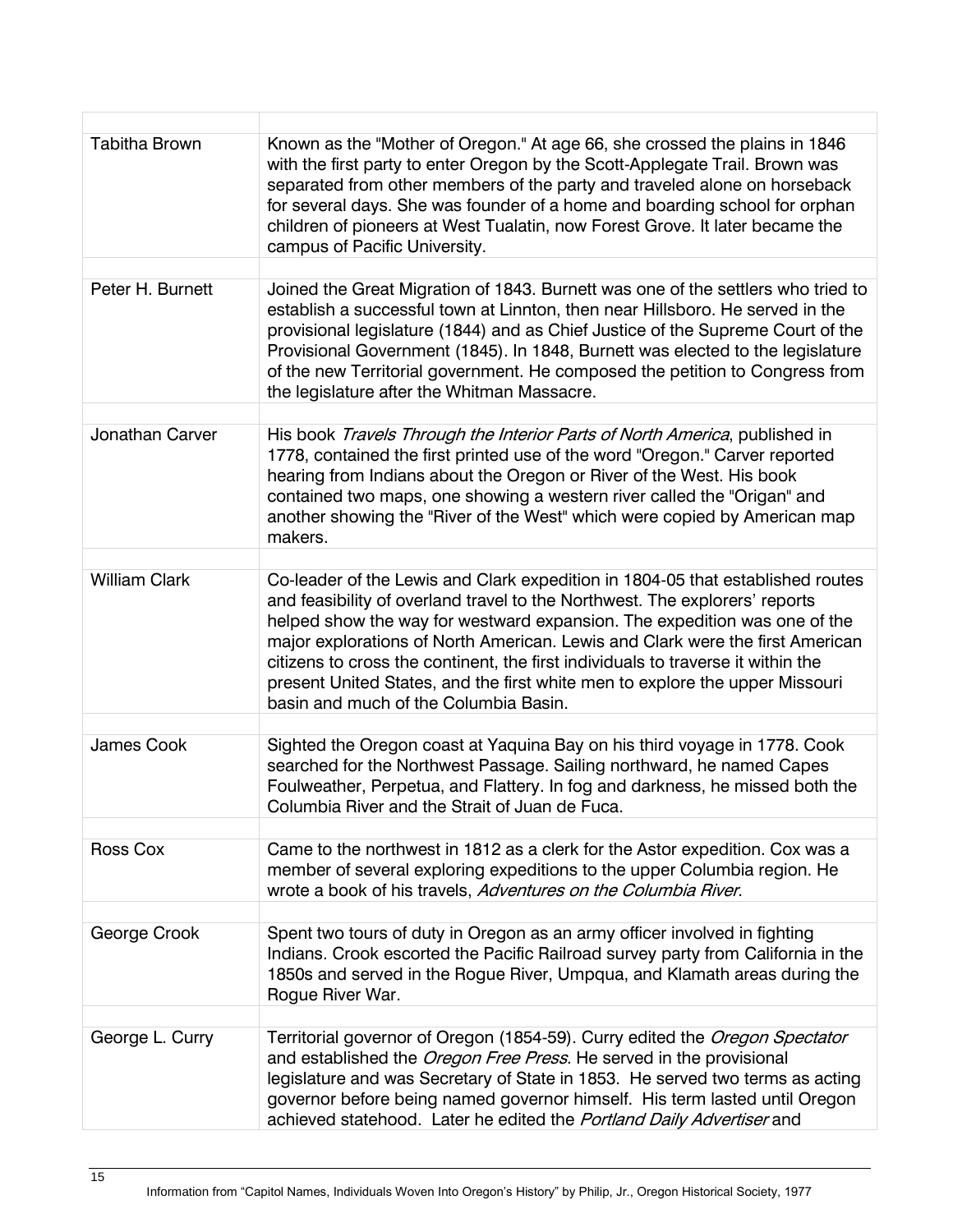| | |
|---|---|
| Tabitha Brown | Known as the "Mother of Oregon." At age 66, she crossed the plains in 1846 with the first party to enter Oregon by the Scott-Applegate Trail. Brown was separated from other members of the party and traveled alone on horseback for several days. She was founder of a home and boarding school for orphan children of pioneers at West Tualatin, now Forest Grove. It later became the campus of Pacific University. |
| Peter H. Burnett | Joined the Great Migration of 1843. Burnett was one of the settlers who tried to establish a successful town at Linnton, then near Hillsboro. He served in the provisional legislature (1844) and as Chief Justice of the Supreme Court of the Provisional Government (1845). In 1848, Burnett was elected to the legislature of the new Territorial government. He composed the petition to Congress from the legislature after the Whitman Massacre. |
| Jonathan Carver | His book *Travels Through the Interior Parts of North America*, published in 1778, contained the first printed use of the word "Oregon." Carver reported hearing from Indians about the Oregon or River of the West. His book contained two maps, one showing a western river called the "Origan" and another showing the "River of the West" which were copied by American map makers. |
| William Clark | Co-leader of the Lewis and Clark expedition in 1804-05 that established routes and feasibility of overland travel to the Northwest. The explorers' reports helped show the way for westward expansion. The expedition was one of the major explorations of North American. Lewis and Clark were the first American citizens to cross the continent, the first individuals to traverse it within the present United States, and the first white men to explore the upper Missouri basin and much of the Columbia Basin. |
| James Cook | Sighted the Oregon coast at Yaquina Bay on his third voyage in 1778. Cook searched for the Northwest Passage. Sailing northward, he named Capes Foulweather, Perpetua, and Flattery. In fog and darkness, he missed both the Columbia River and the Strait of Juan de Fuca. |
| Ross Cox | Came to the northwest in 1812 as a clerk for the Astor expedition. Cox was a member of several exploring expeditions to the upper Columbia region. He wrote a book of his travels, *Adventures on the Columbia River*. |
| George Crook | Spent two tours of duty in Oregon as an army officer involved in fighting Indians. Crook escorted the Pacific Railroad survey party from California in the 1850s and served in the Rogue River, Umpqua, and Klamath areas during the Rogue River War. |
| George L. Curry | Territorial governor of Oregon (1854-59). Curry edited the *Oregon Spectator* and established the *Oregon Free Press*. He served in the provisional legislature and was Secretary of State in 1853. He served two terms as acting governor before being named governor himself. His term lasted until Oregon achieved statehood. Later he edited the *Portland Daily Advertiser* and |

Information from "Capitol Names, Individuals Woven Into Oregon's History" by Philip, Jr., Oregon Historical Society, 1977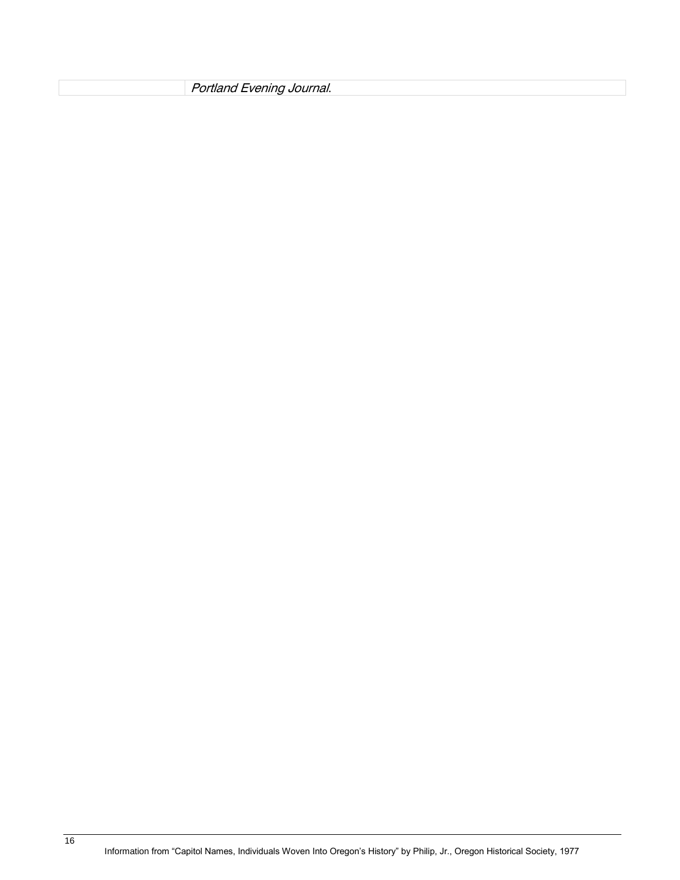| | |
|---|---|
| | *Portland Evening Journal*. |

Information from “Capitol Names, Individuals Woven Into Oregon’s History” by Philip, Jr., Oregon Historical Society, 1977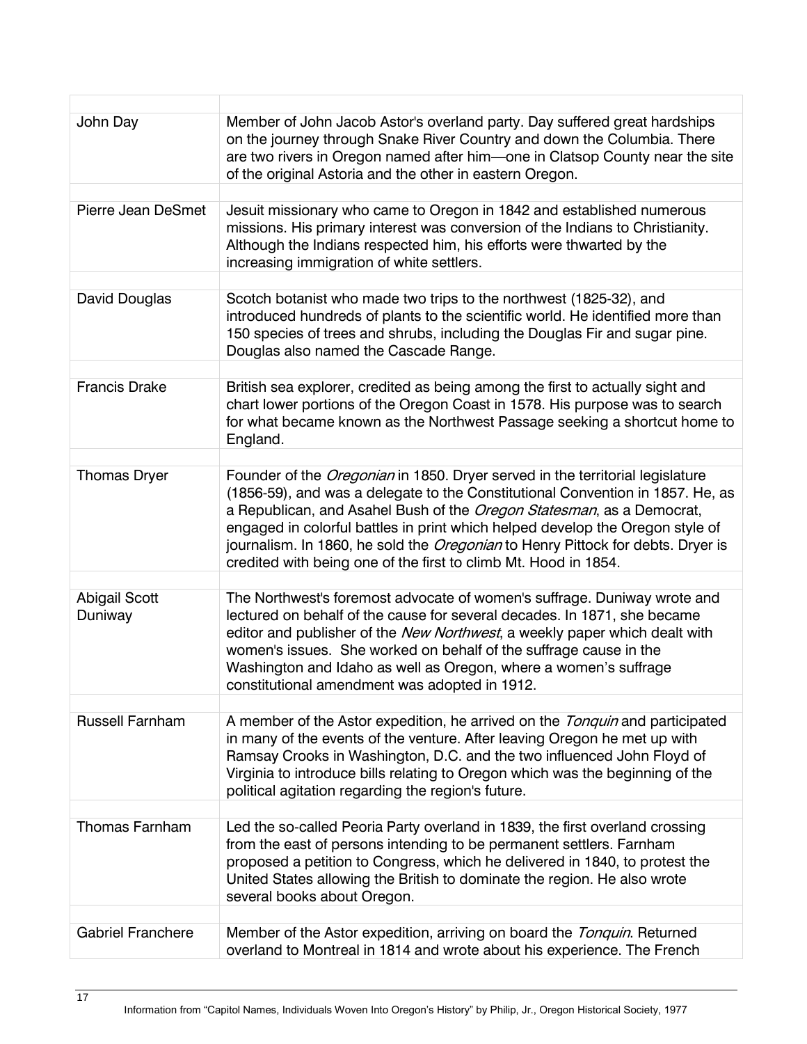| | |
|---|---|
| John Day | Member of John Jacob Astor's overland party. Day suffered great hardships on the journey through Snake River Country and down the Columbia. There are two rivers in Oregon named after him—one in Clatsop County near the site of the original Astoria and the other in eastern Oregon. |
| | |
| Pierre Jean DeSmet | Jesuit missionary who came to Oregon in 1842 and established numerous missions. His primary interest was conversion of the Indians to Christianity. Although the Indians respected him, his efforts were thwarted by the increasing immigration of white settlers. |
| | |
| David Douglas | Scotch botanist who made two trips to the northwest (1825-32), and introduced hundreds of plants to the scientific world. He identified more than 150 species of trees and shrubs, including the Douglas Fir and sugar pine. Douglas also named the Cascade Range. |
| | |
| Francis Drake | British sea explorer, credited as being among the first to actually sight and chart lower portions of the Oregon Coast in 1578. His purpose was to search for what became known as the Northwest Passage seeking a shortcut home to England. |
| | |
| Thomas Dryer | Founder of the *Oregonian* in 1850. Dryer served in the territorial legislature (1856-59), and was a delegate to the Constitutional Convention in 1857. He, as a Republican, and Asahel Bush of the *Oregon Statesman*, as a Democrat, engaged in colorful battles in print which helped develop the Oregon style of journalism. In 1860, he sold the *Oregonian* to Henry Pittock for debts. Dryer is credited with being one of the first to climb Mt. Hood in 1854. |
| | |
| Abigail Scott Duniway | The Northwest's foremost advocate of women's suffrage. Duniway wrote and lectured on behalf of the cause for several decades. In 1871, she became editor and publisher of the *New Northwest*, a weekly paper which dealt with women's issues. She worked on behalf of the suffrage cause in the Washington and Idaho as well as Oregon, where a women's suffrage constitutional amendment was adopted in 1912. |
| | |
| Russell Farnham | A member of the Astor expedition, he arrived on the *Tonquin* and participated in many of the events of the venture. After leaving Oregon he met up with Ramsay Crooks in Washington, D.C. and the two influenced John Floyd of Virginia to introduce bills relating to Oregon which was the beginning of the political agitation regarding the region's future. |
| | |
| Thomas Farnham | Led the so-called Peoria Party overland in 1839, the first overland crossing from the east of persons intending to be permanent settlers. Farnham proposed a petition to Congress, which he delivered in 1840, to protest the United States allowing the British to dominate the region. He also wrote several books about Oregon. |
| | |
| Gabriel Franchere | Member of the Astor expedition, arriving on board the *Tonquin*. Returned overland to Montreal in 1814 and wrote about his experience. The French |

Information from "Capitol Names, Individuals Woven Into Oregon's History" by Philip, Jr., Oregon Historical Society, 1977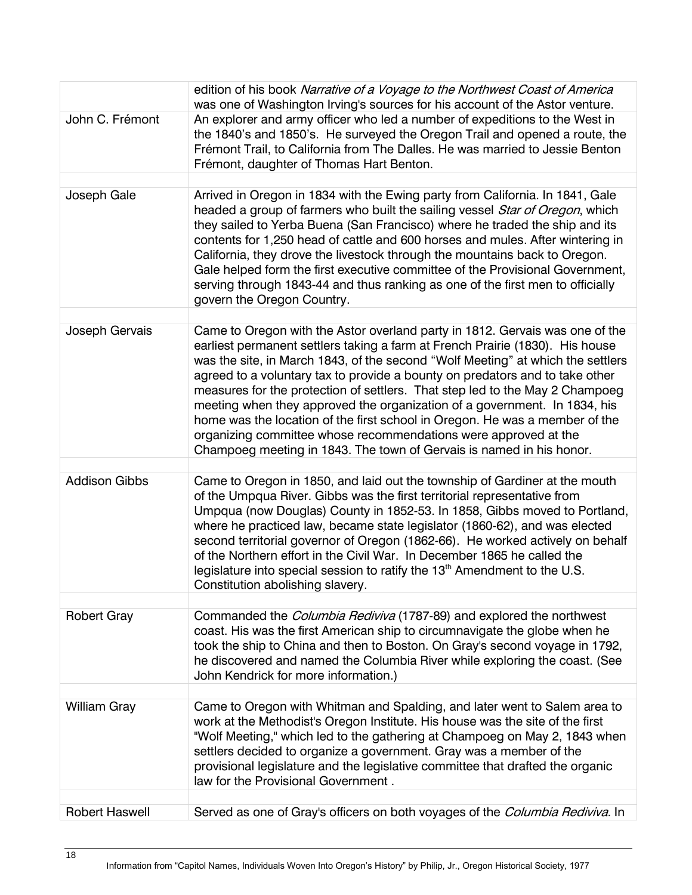| | |
|---|---|
| | edition of his book *Narrative of a Voyage to the Northwest Coast of America* was one of Washington Irving's sources for his account of the Astor venture. |
| John C. Frémont | An explorer and army officer who led a number of expeditions to the West in the 1840's and 1850's. He surveyed the Oregon Trail and opened a route, the Frémont Trail, to California from The Dalles. He was married to Jessie Benton Frémont, daughter of Thomas Hart Benton. |
| | |
| Joseph Gale | Arrived in Oregon in 1834 with the Ewing party from California. In 1841, Gale headed a group of farmers who built the sailing vessel *Star of Oregon*, which they sailed to Yerba Buena (San Francisco) where he traded the ship and its contents for 1,250 head of cattle and 600 horses and mules. After wintering in California, they drove the livestock through the mountains back to Oregon. Gale helped form the first executive committee of the Provisional Government, serving through 1843-44 and thus ranking as one of the first men to officially govern the Oregon Country. |
| | |
| Joseph Gervais | Came to Oregon with the Astor overland party in 1812. Gervais was one of the earliest permanent settlers taking a farm at French Prairie (1830). His house was the site, in March 1843, of the second "Wolf Meeting" at which the settlers agreed to a voluntary tax to provide a bounty on predators and to take other measures for the protection of settlers. That step led to the May 2 Champoeg meeting when they approved the organization of a government. In 1834, his home was the location of the first school in Oregon. He was a member of the organizing committee whose recommendations were approved at the Champoeg meeting in 1843. The town of Gervais is named in his honor. |
| | |
| Addison Gibbs | Came to Oregon in 1850, and laid out the township of Gardiner at the mouth of the Umpqua River. Gibbs was the first territorial representative from Umpqua (now Douglas) County in 1852-53. In 1858, Gibbs moved to Portland, where he practiced law, became state legislator (1860-62), and was elected second territorial governor of Oregon (1862-66). He worked actively on behalf of the Northern effort in the Civil War. In December 1865 he called the legislature into special session to ratify the 13th Amendment to the U.S. Constitution abolishing slavery. |
| | |
| Robert Gray | Commanded the *Columbia Rediviva* (1787-89) and explored the northwest coast. His was the first American ship to circumnavigate the globe when he took the ship to China and then to Boston. On Gray's second voyage in 1792, he discovered and named the Columbia River while exploring the coast. (See John Kendrick for more information.) |
| | |
| William Gray | Came to Oregon with Whitman and Spalding, and later went to Salem area to work at the Methodist's Oregon Institute. His house was the site of the first "Wolf Meeting," which led to the gathering at Champoeg on May 2, 1843 when settlers decided to organize a government. Gray was a member of the provisional legislature and the legislative committee that drafted the organic law for the Provisional Government . |
| | |
| Robert Haswell | Served as one of Gray's officers on both voyages of the *Columbia Rediviva*. In |

Information from "Capitol Names, Individuals Woven Into Oregon's History" by Philip, Jr., Oregon Historical Society, 1977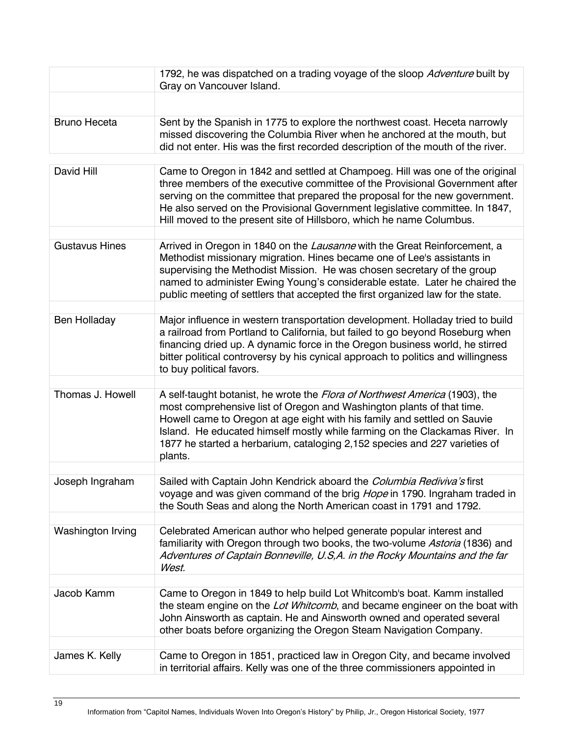| | |
|---|---|
| | 1792, he was dispatched on a trading voyage of the sloop *Adventure* built by Gray on Vancouver Island. |
| | |
| Bruno Heceta | Sent by the Spanish in 1775 to explore the northwest coast. Heceta narrowly missed discovering the Columbia River when he anchored at the mouth, but did not enter. His was the first recorded description of the mouth of the river. |
| David Hill | Came to Oregon in 1842 and settled at Champoeg. Hill was one of the original three members of the executive committee of the Provisional Government after serving on the committee that prepared the proposal for the new government. He also served on the Provisional Government legislative committee. In 1847, Hill moved to the present site of Hillsboro, which he name Columbus. |
| | |
| Gustavus Hines | Arrived in Oregon in 1840 on the *Lausanne* with the Great Reinforcement, a Methodist missionary migration. Hines became one of Lee's assistants in supervising the Methodist Mission. He was chosen secretary of the group named to administer Ewing Young's considerable estate. Later he chaired the public meeting of settlers that accepted the first organized law for the state. |
| | |
| Ben Holladay | Major influence in western transportation development. Holladay tried to build a railroad from Portland to California, but failed to go beyond Roseburg when financing dried up. A dynamic force in the Oregon business world, he stirred bitter political controversy by his cynical approach to politics and willingness to buy political favors. |
| | |
| Thomas J. Howell | A self-taught botanist, he wrote the *Flora of Northwest America* (1903), the most comprehensive list of Oregon and Washington plants of that time. Howell came to Oregon at age eight with his family and settled on Sauvie Island. He educated himself mostly while farming on the Clackamas River. In 1877 he started a herbarium, cataloging 2,152 species and 227 varieties of plants. |
| | |
| Joseph Ingraham | Sailed with Captain John Kendrick aboard the *Columbia Rediviva's* first voyage and was given command of the brig *Hope* in 1790. Ingraham traded in the South Seas and along the North American coast in 1791 and 1792. |
| | |
| Washington Irving | Celebrated American author who helped generate popular interest and familiarity with Oregon through two books, the two-volume *Astoria* (1836) and *Adventures of Captain Bonneville, U.S,A. in the Rocky Mountains and the far West.* |
| | |
| Jacob Kamm | Came to Oregon in 1849 to help build Lot Whitcomb's boat. Kamm installed the steam engine on the *Lot Whitcomb*, and became engineer on the boat with John Ainsworth as captain. He and Ainsworth owned and operated several other boats before organizing the Oregon Steam Navigation Company. |
| | |
| James K. Kelly | Came to Oregon in 1851, practiced law in Oregon City, and became involved in territorial affairs. Kelly was one of the three commissioners appointed in |

Information from "Capitol Names, Individuals Woven Into Oregon's History" by Philip, Jr., Oregon Historical Society, 1977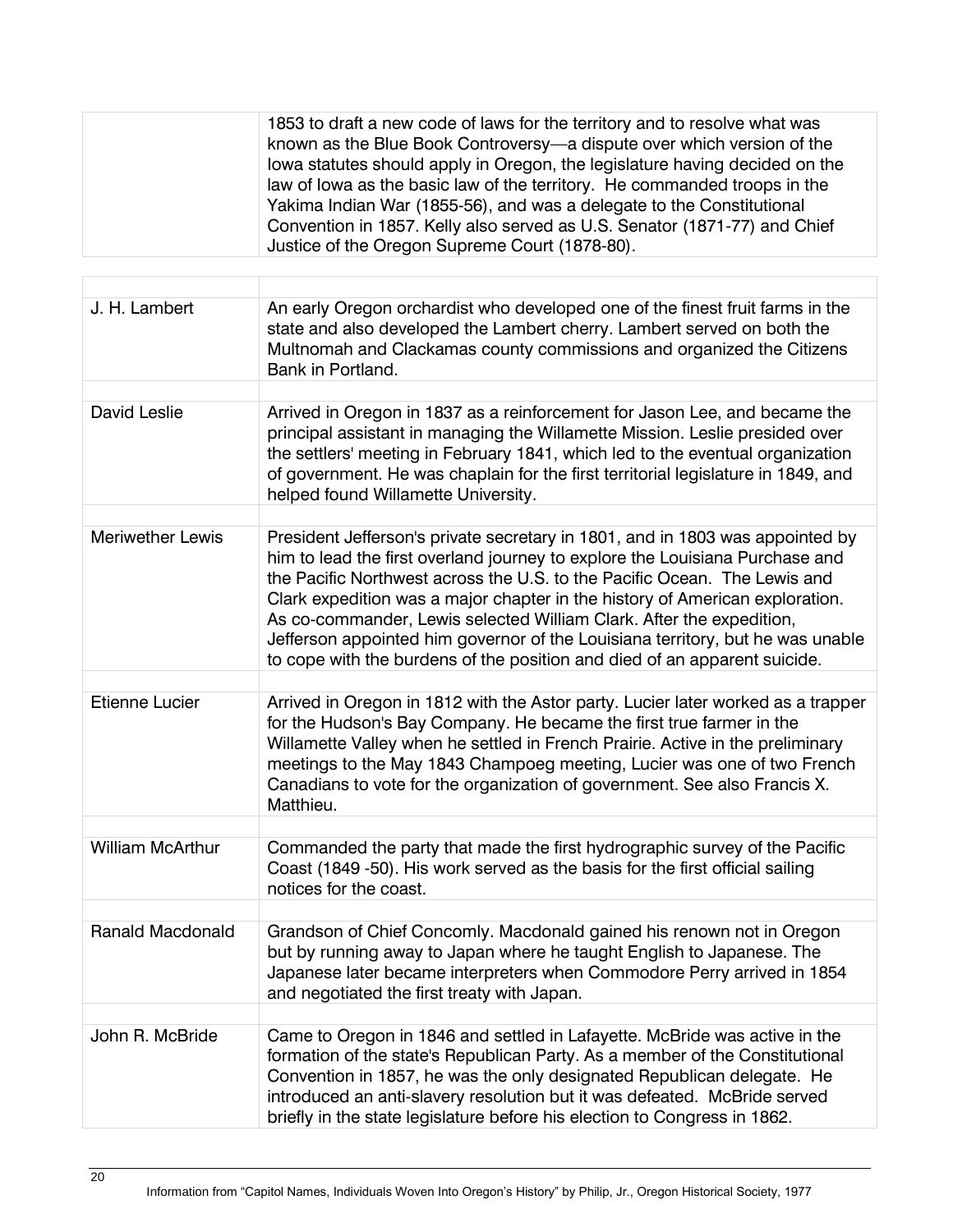| | |
|---|---|
| | 1853 to draft a new code of laws for the territory and to resolve what was known as the Blue Book Controversy—a dispute over which version of the Iowa statutes should apply in Oregon, the legislature having decided on the law of Iowa as the basic law of the territory. He commanded troops in the Yakima Indian War (1855-56), and was a delegate to the Constitutional Convention in 1857. Kelly also served as U.S. Senator (1871-77) and Chief Justice of the Oregon Supreme Court (1878-80). |

| | |
|---|---|
| J. H. Lambert | An early Oregon orchardist who developed one of the finest fruit farms in the state and also developed the Lambert cherry. Lambert served on both the Multnomah and Clackamas county commissions and organized the Citizens Bank in Portland. |
| David Leslie | Arrived in Oregon in 1837 as a reinforcement for Jason Lee, and became the principal assistant in managing the Willamette Mission. Leslie presided over the settlers' meeting in February 1841, which led to the eventual organization of government. He was chaplain for the first territorial legislature in 1849, and helped found Willamette University. |
| Meriwether Lewis | President Jefferson's private secretary in 1801, and in 1803 was appointed by him to lead the first overland journey to explore the Louisiana Purchase and the Pacific Northwest across the U.S. to the Pacific Ocean. The Lewis and Clark expedition was a major chapter in the history of American exploration. As co-commander, Lewis selected William Clark. After the expedition, Jefferson appointed him governor of the Louisiana territory, but he was unable to cope with the burdens of the position and died of an apparent suicide. |
| Etienne Lucier | Arrived in Oregon in 1812 with the Astor party. Lucier later worked as a trapper for the Hudson's Bay Company. He became the first true farmer in the Willamette Valley when he settled in French Prairie. Active in the preliminary meetings to the May 1843 Champoeg meeting, Lucier was one of two French Canadians to vote for the organization of government. See also Francis X. Matthieu. |
| William McArthur | Commanded the party that made the first hydrographic survey of the Pacific Coast (1849 -50). His work served as the basis for the first official sailing notices for the coast. |
| Ranald Macdonald | Grandson of Chief Concomly. Macdonald gained his renown not in Oregon but by running away to Japan where he taught English to Japanese. The Japanese later became interpreters when Commodore Perry arrived in 1854 and negotiated the first treaty with Japan. |
| John R. McBride | Came to Oregon in 1846 and settled in Lafayette. McBride was active in the formation of the state's Republican Party. As a member of the Constitutional Convention in 1857, he was the only designated Republican delegate. He introduced an anti-slavery resolution but it was defeated. McBride served briefly in the state legislature before his election to Congress in 1862. |

Information from "Capitol Names, Individuals Woven Into Oregon's History" by Philip, Jr., Oregon Historical Society, 1977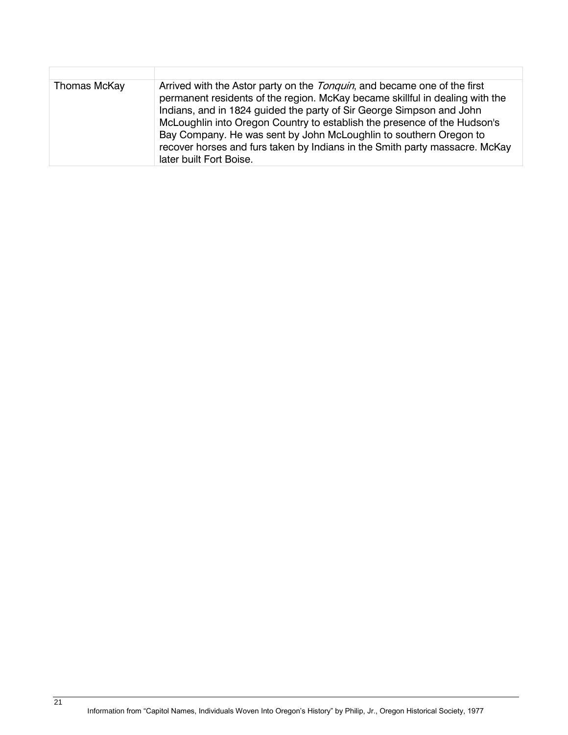| | |
|---|---|
| Thomas McKay | Arrived with the Astor party on the *Tonquin*, and became one of the first permanent residents of the region. McKay became skillful in dealing with the Indians, and in 1824 guided the party of Sir George Simpson and John McLoughlin into Oregon Country to establish the presence of the Hudson's Bay Company. He was sent by John McLoughlin to southern Oregon to recover horses and furs taken by Indians in the Smith party massacre. McKay later built Fort Boise. |

Information from "Capitol Names, Individuals Woven Into Oregon's History" by Philip, Jr., Oregon Historical Society, 1977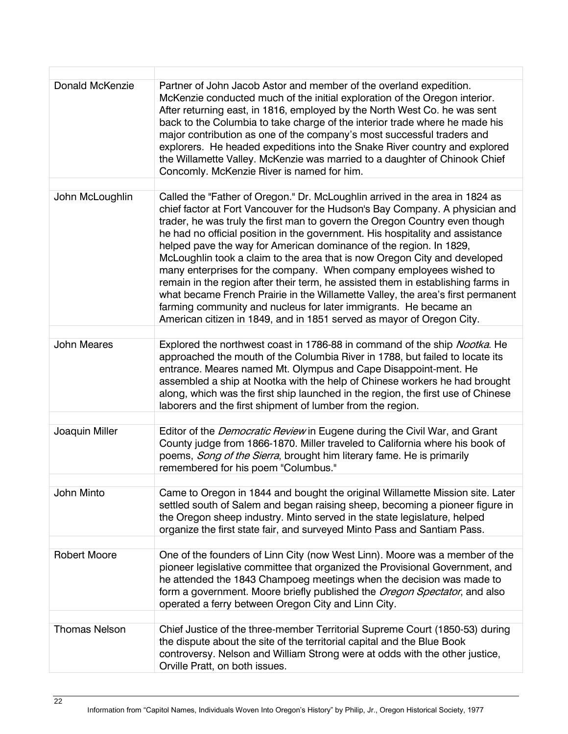| | |
|---|---|
| Donald McKenzie | Partner of John Jacob Astor and member of the overland expedition. McKenzie conducted much of the initial exploration of the Oregon interior. After returning east, in 1816, employed by the North West Co. he was sent back to the Columbia to take charge of the interior trade where he made his major contribution as one of the company's most successful traders and explorers. He headed expeditions into the Snake River country and explored the Willamette Valley. McKenzie was married to a daughter of Chinook Chief Concomly. McKenzie River is named for him. |
| | |
| John McLoughlin | Called the "Father of Oregon." Dr. McLoughlin arrived in the area in 1824 as chief factor at Fort Vancouver for the Hudson's Bay Company. A physician and trader, he was truly the first man to govern the Oregon Country even though he had no official position in the government. His hospitality and assistance helped pave the way for American dominance of the region. In 1829, McLoughlin took a claim to the area that is now Oregon City and developed many enterprises for the company. When company employees wished to remain in the region after their term, he assisted them in establishing farms in what became French Prairie in the Willamette Valley, the area's first permanent farming community and nucleus for later immigrants. He became an American citizen in 1849, and in 1851 served as mayor of Oregon City. |
| | |
| John Meares | Explored the northwest coast in 1786-88 in command of the ship *Nootka*. He approached the mouth of the Columbia River in 1788, but failed to locate its entrance. Meares named Mt. Olympus and Cape Disappoint-ment. He assembled a ship at Nootka with the help of Chinese workers he had brought along, which was the first ship launched in the region, the first use of Chinese laborers and the first shipment of lumber from the region. |
| | |
| Joaquin Miller | Editor of the *Democratic Review* in Eugene during the Civil War, and Grant County judge from 1866-1870. Miller traveled to California where his book of poems, *Song of the Sierra*, brought him literary fame. He is primarily remembered for his poem "Columbus." |
| | |
| John Minto | Came to Oregon in 1844 and bought the original Willamette Mission site. Later settled south of Salem and began raising sheep, becoming a pioneer figure in the Oregon sheep industry. Minto served in the state legislature, helped organize the first state fair, and surveyed Minto Pass and Santiam Pass. |
| | |
| Robert Moore | One of the founders of Linn City (now West Linn). Moore was a member of the pioneer legislative committee that organized the Provisional Government, and he attended the 1843 Champoeg meetings when the decision was made to form a government. Moore briefly published the *Oregon Spectator*, and also operated a ferry between Oregon City and Linn City. |
| | |
| Thomas Nelson | Chief Justice of the three-member Territorial Supreme Court (1850-53) during the dispute about the site of the territorial capital and the Blue Book controversy. Nelson and William Strong were at odds with the other justice, Orville Pratt, on both issues. |

Information from "Capitol Names, Individuals Woven Into Oregon's History" by Philip, Jr., Oregon Historical Society, 1977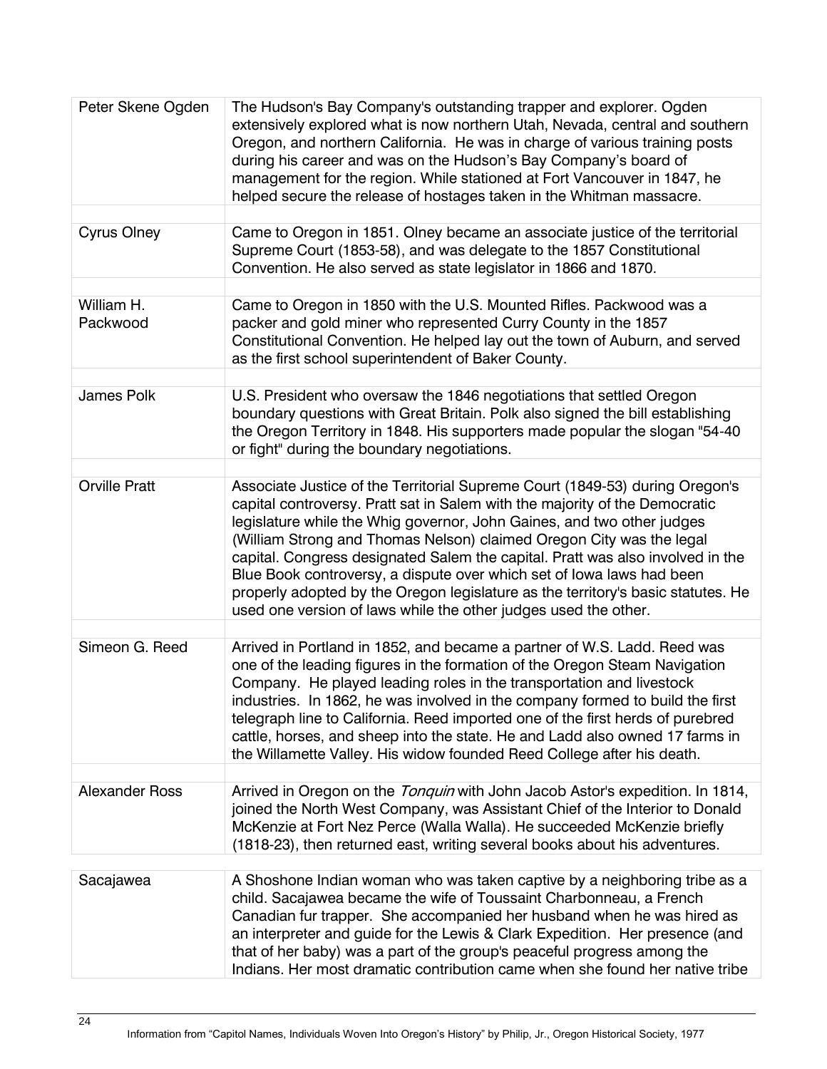| | |
|---|---|
| Peter Skene Ogden | The Hudson's Bay Company's outstanding trapper and explorer. Ogden extensively explored what is now northern Utah, Nevada, central and southern Oregon, and northern California. He was in charge of various training posts during his career and was on the Hudson's Bay Company's board of management for the region. While stationed at Fort Vancouver in 1847, he helped secure the release of hostages taken in the Whitman massacre. |
| Cyrus Olney | Came to Oregon in 1851. Olney became an associate justice of the territorial Supreme Court (1853-58), and was delegate to the 1857 Constitutional Convention. He also served as state legislator in 1866 and 1870. |
| William H. Packwood | Came to Oregon in 1850 with the U.S. Mounted Rifles. Packwood was a packer and gold miner who represented Curry County in the 1857 Constitutional Convention. He helped lay out the town of Auburn, and served as the first school superintendent of Baker County. |
| James Polk | U.S. President who oversaw the 1846 negotiations that settled Oregon boundary questions with Great Britain. Polk also signed the bill establishing the Oregon Territory in 1848. His supporters made popular the slogan "54-40 or fight" during the boundary negotiations. |
| Orville Pratt | Associate Justice of the Territorial Supreme Court (1849-53) during Oregon's capital controversy. Pratt sat in Salem with the majority of the Democratic legislature while the Whig governor, John Gaines, and two other judges (William Strong and Thomas Nelson) claimed Oregon City was the legal capital. Congress designated Salem the capital. Pratt was also involved in the Blue Book controversy, a dispute over which set of Iowa laws had been properly adopted by the Oregon legislature as the territory's basic statutes. He used one version of laws while the other judges used the other. |
| Simeon G. Reed | Arrived in Portland in 1852, and became a partner of W.S. Ladd. Reed was one of the leading figures in the formation of the Oregon Steam Navigation Company. He played leading roles in the transportation and livestock industries. In 1862, he was involved in the company formed to build the first telegraph line to California. Reed imported one of the first herds of purebred cattle, horses, and sheep into the state. He and Ladd also owned 17 farms in the Willamette Valley. His widow founded Reed College after his death. |
| Alexander Ross | Arrived in Oregon on the *Tonquin* with John Jacob Astor's expedition. In 1814, joined the North West Company, was Assistant Chief of the Interior to Donald McKenzie at Fort Nez Perce (Walla Walla). He succeeded McKenzie briefly (1818-23), then returned east, writing several books about his adventures. |
| Sacajawea | A Shoshone Indian woman who was taken captive by a neighboring tribe as a child. Sacajawea became the wife of Toussaint Charbonneau, a French Canadian fur trapper. She accompanied her husband when he was hired as an interpreter and guide for the Lewis & Clark Expedition. Her presence (and that of her baby) was a part of the group's peaceful progress among the Indians. Her most dramatic contribution came when she found her native tribe |

Information from "Capitol Names, Individuals Woven Into Oregon's History" by Philip, Jr., Oregon Historical Society, 1977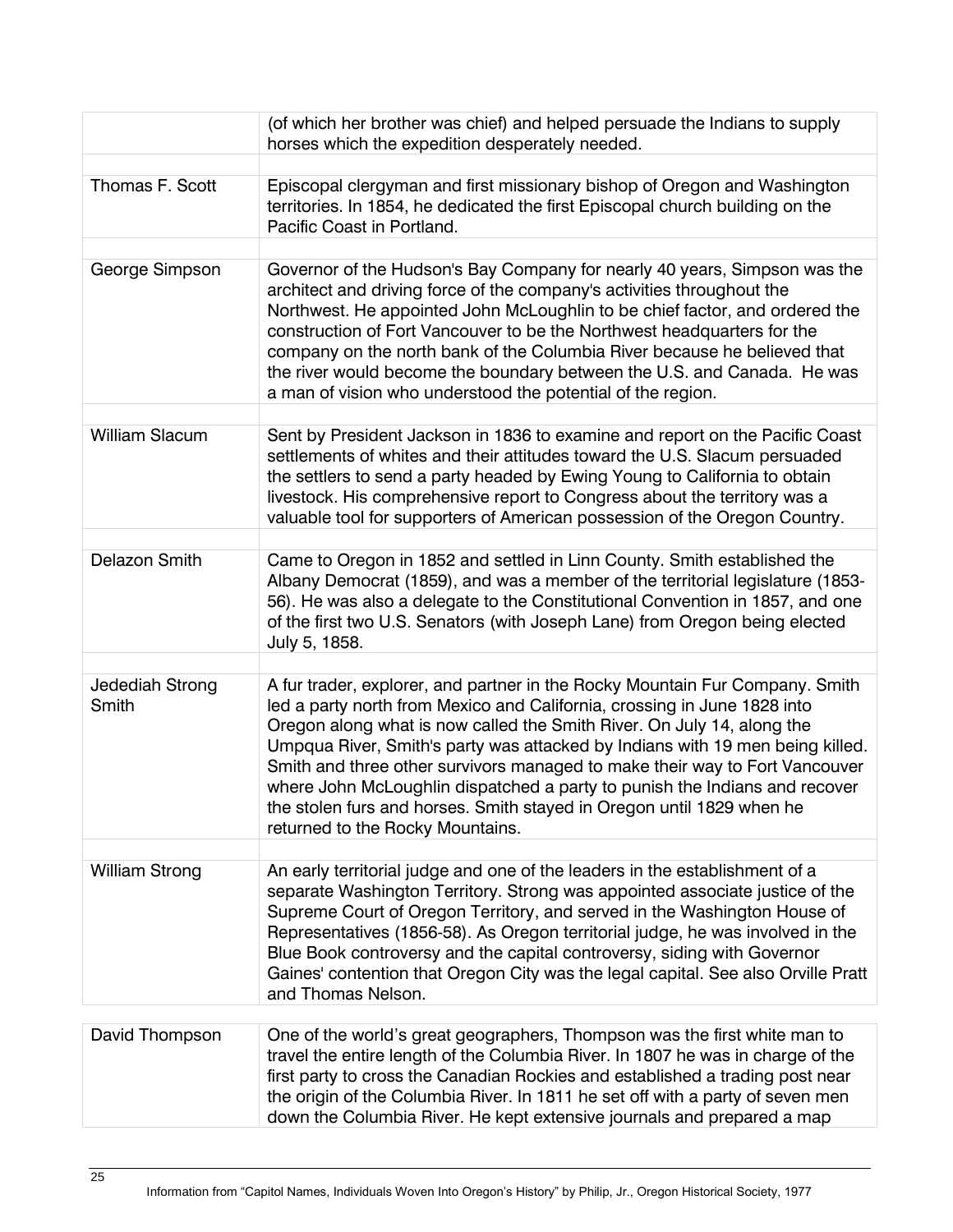| | |
|---|---|
| | (of which her brother was chief) and helped persuade the Indians to supply horses which the expedition desperately needed. |
| Thomas F. Scott | Episcopal clergyman and first missionary bishop of Oregon and Washington territories. In 1854, he dedicated the first Episcopal church building on the Pacific Coast in Portland. |
| George Simpson | Governor of the Hudson's Bay Company for nearly 40 years, Simpson was the architect and driving force of the company's activities throughout the Northwest. He appointed John McLoughlin to be chief factor, and ordered the construction of Fort Vancouver to be the Northwest headquarters for the company on the north bank of the Columbia River because he believed that the river would become the boundary between the U.S. and Canada. He was a man of vision who understood the potential of the region. |
| William Slacum | Sent by President Jackson in 1836 to examine and report on the Pacific Coast settlements of whites and their attitudes toward the U.S. Slacum persuaded the settlers to send a party headed by Ewing Young to California to obtain livestock. His comprehensive report to Congress about the territory was a valuable tool for supporters of American possession of the Oregon Country. |
| Delazon Smith | Came to Oregon in 1852 and settled in Linn County. Smith established the Albany Democrat (1859), and was a member of the territorial legislature (1853-56). He was also a delegate to the Constitutional Convention in 1857, and one of the first two U.S. Senators (with Joseph Lane) from Oregon being elected July 5, 1858. |
| Jedediah Strong Smith | A fur trader, explorer, and partner in the Rocky Mountain Fur Company. Smith led a party north from Mexico and California, crossing in June 1828 into Oregon along what is now called the Smith River. On July 14, along the Umpqua River, Smith's party was attacked by Indians with 19 men being killed. Smith and three other survivors managed to make their way to Fort Vancouver where John McLoughlin dispatched a party to punish the Indians and recover the stolen furs and horses. Smith stayed in Oregon until 1829 when he returned to the Rocky Mountains. |
| William Strong | An early territorial judge and one of the leaders in the establishment of a separate Washington Territory. Strong was appointed associate justice of the Supreme Court of Oregon Territory, and served in the Washington House of Representatives (1856-58). As Oregon territorial judge, he was involved in the Blue Book controversy and the capital controversy, siding with Governor Gaines' contention that Oregon City was the legal capital. See also Orville Pratt and Thomas Nelson. |
| David Thompson | One of the world's great geographers, Thompson was the first white man to travel the entire length of the Columbia River. In 1807 he was in charge of the first party to cross the Canadian Rockies and established a trading post near the origin of the Columbia River. In 1811 he set off with a party of seven men down the Columbia River. He kept extensive journals and prepared a map |

Information from "Capitol Names, Individuals Woven Into Oregon's History" by Philip, Jr., Oregon Historical Society, 1977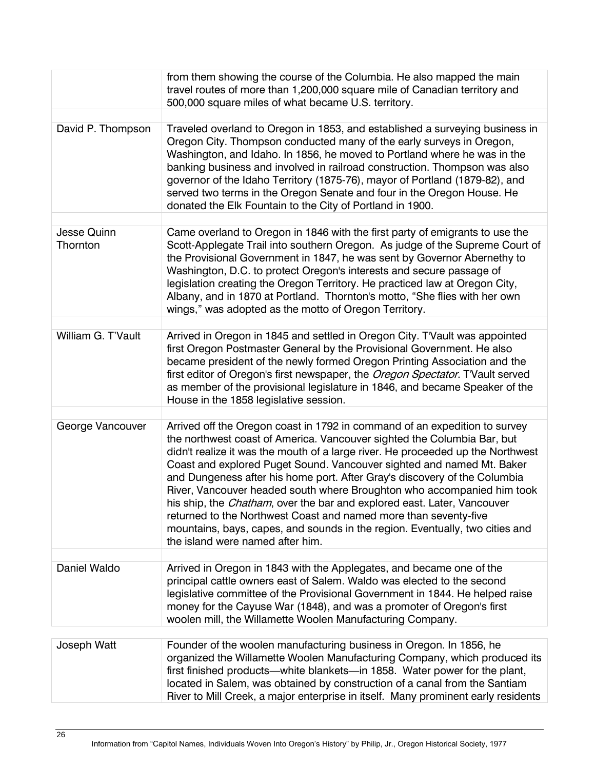| | |
|---|---|
| | from them showing the course of the Columbia. He also mapped the main travel routes of more than 1,200,000 square mile of Canadian territory and 500,000 square miles of what became U.S. territory. |
| | |
| David P. Thompson | Traveled overland to Oregon in 1853, and established a surveying business in Oregon City. Thompson conducted many of the early surveys in Oregon, Washington, and Idaho. In 1856, he moved to Portland where he was in the banking business and involved in railroad construction. Thompson was also governor of the Idaho Territory (1875-76), mayor of Portland (1879-82), and served two terms in the Oregon Senate and four in the Oregon House. He donated the Elk Fountain to the City of Portland in 1900. |
| | |
| Jesse Quinn Thornton | Came overland to Oregon in 1846 with the first party of emigrants to use the Scott-Applegate Trail into southern Oregon. As judge of the Supreme Court of the Provisional Government in 1847, he was sent by Governor Abernethy to Washington, D.C. to protect Oregon's interests and secure passage of legislation creating the Oregon Territory. He practiced law at Oregon City, Albany, and in 1870 at Portland. Thornton's motto, "She flies with her own wings," was adopted as the motto of Oregon Territory. |
| | |
| William G. T'Vault | Arrived in Oregon in 1845 and settled in Oregon City. T'Vault was appointed first Oregon Postmaster General by the Provisional Government. He also became president of the newly formed Oregon Printing Association and the first editor of Oregon's first newspaper, the *Oregon Spectator*. T'Vault served as member of the provisional legislature in 1846, and became Speaker of the House in the 1858 legislative session. |
| | |
| George Vancouver | Arrived off the Oregon coast in 1792 in command of an expedition to survey the northwest coast of America. Vancouver sighted the Columbia Bar, but didn't realize it was the mouth of a large river. He proceeded up the Northwest Coast and explored Puget Sound. Vancouver sighted and named Mt. Baker and Dungeness after his home port. After Gray's discovery of the Columbia River, Vancouver headed south where Broughton who accompanied him took his ship, the *Chatham*, over the bar and explored east. Later, Vancouver returned to the Northwest Coast and named more than seventy-five mountains, bays, capes, and sounds in the region. Eventually, two cities and the island were named after him. |
| | |
| Daniel Waldo | Arrived in Oregon in 1843 with the Applegates, and became one of the principal cattle owners east of Salem. Waldo was elected to the second legislative committee of the Provisional Government in 1844. He helped raise money for the Cayuse War (1848), and was a promoter of Oregon's first woolen mill, the Willamette Woolen Manufacturing Company. |
| Joseph Watt | Founder of the woolen manufacturing business in Oregon. In 1856, he organized the Willamette Woolen Manufacturing Company, which produced its first finished products—white blankets—in 1858. Water power for the plant, located in Salem, was obtained by construction of a canal from the Santiam River to Mill Creek, a major enterprise in itself. Many prominent early residents |

Information from "Capitol Names, Individuals Woven Into Oregon's History" by Philip, Jr., Oregon Historical Society, 1977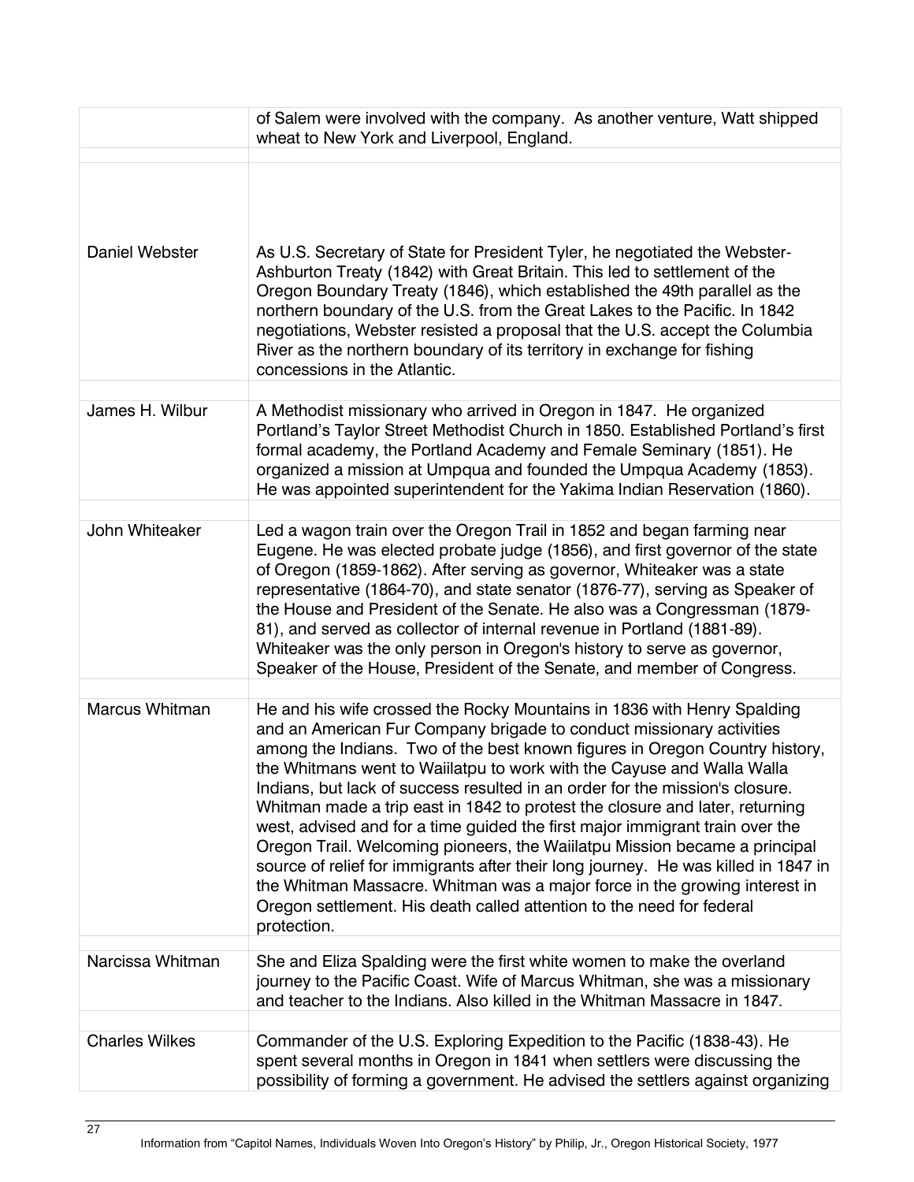| | |
|---|---|
| | of Salem were involved with the company. As another venture, Watt shipped wheat to New York and Liverpool, England. |
| Daniel Webster | As U.S. Secretary of State for President Tyler, he negotiated the Webster-Ashburton Treaty (1842) with Great Britain. This led to settlement of the Oregon Boundary Treaty (1846), which established the 49th parallel as the northern boundary of the U.S. from the Great Lakes to the Pacific. In 1842 negotiations, Webster resisted a proposal that the U.S. accept the Columbia River as the northern boundary of its territory in exchange for fishing concessions in the Atlantic. |
| James H. Wilbur | A Methodist missionary who arrived in Oregon in 1847. He organized Portland's Taylor Street Methodist Church in 1850. Established Portland's first formal academy, the Portland Academy and Female Seminary (1851). He organized a mission at Umpqua and founded the Umpqua Academy (1853). He was appointed superintendent for the Yakima Indian Reservation (1860). |
| John Whiteaker | Led a wagon train over the Oregon Trail in 1852 and began farming near Eugene. He was elected probate judge (1856), and first governor of the state of Oregon (1859-1862). After serving as governor, Whiteaker was a state representative (1864-70), and state senator (1876-77), serving as Speaker of the House and President of the Senate. He also was a Congressman (1879-81), and served as collector of internal revenue in Portland (1881-89). Whiteaker was the only person in Oregon's history to serve as governor, Speaker of the House, President of the Senate, and member of Congress. |
| Marcus Whitman | He and his wife crossed the Rocky Mountains in 1836 with Henry Spalding and an American Fur Company brigade to conduct missionary activities among the Indians. Two of the best known figures in Oregon Country history, the Whitmans went to Waiilatpu to work with the Cayuse and Walla Walla Indians, but lack of success resulted in an order for the mission's closure. Whitman made a trip east in 1842 to protest the closure and later, returning west, advised and for a time guided the first major immigrant train over the Oregon Trail. Welcoming pioneers, the Waiilatpu Mission became a principal source of relief for immigrants after their long journey. He was killed in 1847 in the Whitman Massacre. Whitman was a major force in the growing interest in Oregon settlement. His death called attention to the need for federal protection. |
| Narcissa Whitman | She and Eliza Spalding were the first white women to make the overland journey to the Pacific Coast. Wife of Marcus Whitman, she was a missionary and teacher to the Indians. Also killed in the Whitman Massacre in 1847. |
| Charles Wilkes | Commander of the U.S. Exploring Expedition to the Pacific (1838-43). He spent several months in Oregon in 1841 when settlers were discussing the possibility of forming a government. He advised the settlers against organizing |

Information from "Capitol Names, Individuals Woven Into Oregon's History" by Philip, Jr., Oregon Historical Society, 1977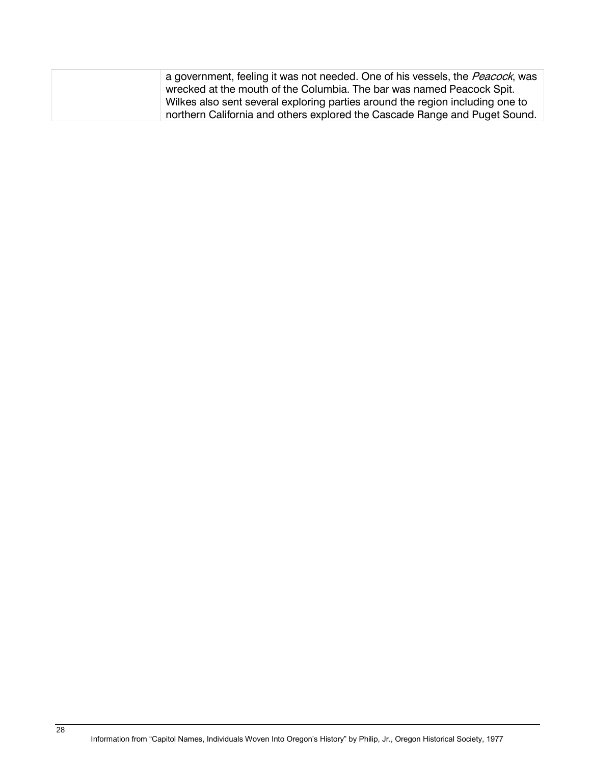| | |
|---|---|
| | a government, feeling it was not needed. One of his vessels, the *Peacock*, was wrecked at the mouth of the Columbia. The bar was named Peacock Spit. Wilkes also sent several exploring parties around the region including one to northern California and others explored the Cascade Range and Puget Sound. |

Information from "Capitol Names, Individuals Woven Into Oregon's History" by Philip, Jr., Oregon Historical Society, 1977